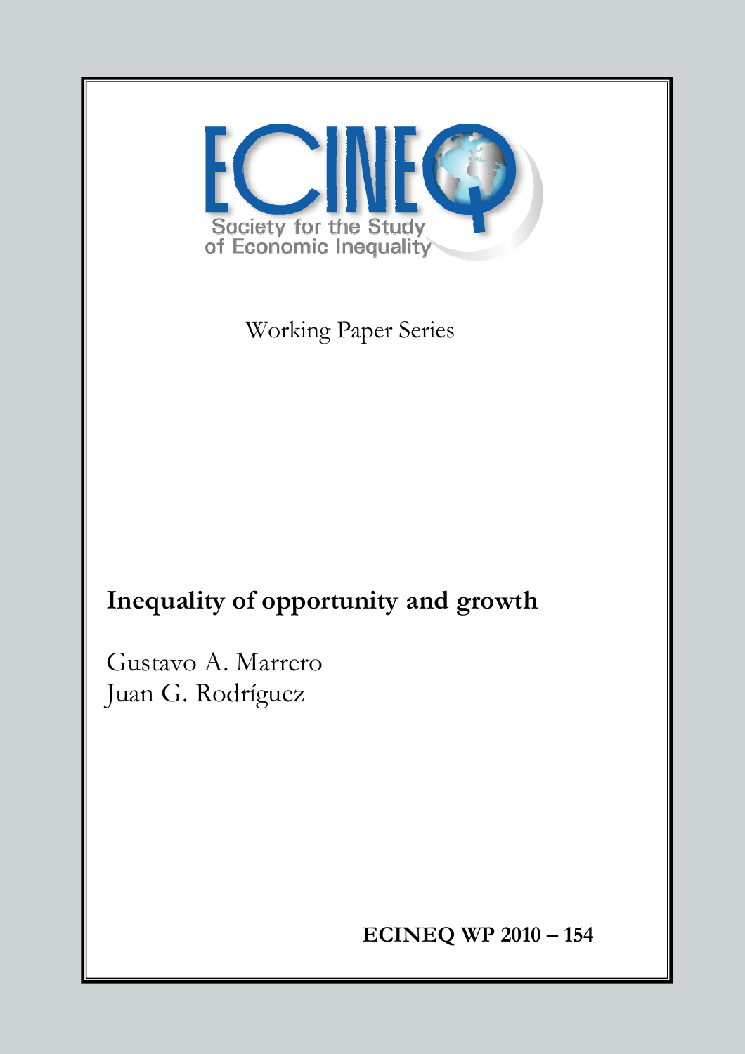ECINEQ

Society for the Study of Economic Inequality

Working Paper Series

# Inequality of opportunity and growth

Gustavo A. Marrero

Juan G. Rodríguez

**ECINEQ WP 2010 – 154**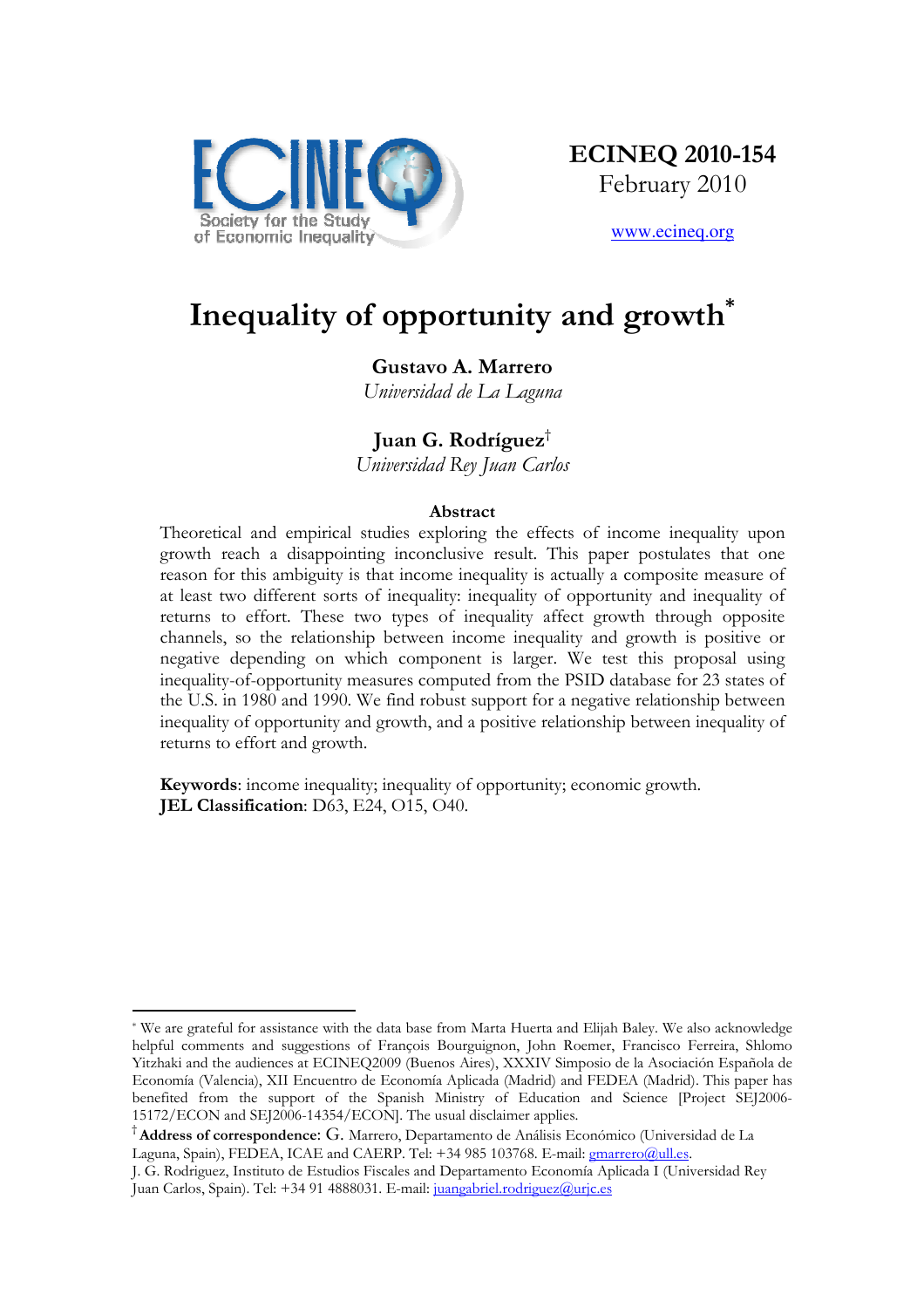ECINEQ 2010-154
February 2010

www.ecineq.org

# Inequality of opportunity and growth*

**Gustavo A. Marrero**
*Universidad de La Laguna*

**Juan G. Rodríguez**[†]
*Universidad Rey Juan Carlos*

## Abstract

Theoretical and empirical studies exploring the effects of income inequality upon growth reach a disappointing inconclusive result. This paper postulates that one reason for this ambiguity is that income inequality is actually a composite measure of at least two different sorts of inequality: inequality of opportunity and inequality of returns to effort. These two types of inequality affect growth through opposite channels, so the relationship between income inequality and growth is positive or negative depending on which component is larger. We test this proposal using inequality-of-opportunity measures computed from the PSID database for 23 states of the U.S. in 1980 and 1990. We find robust support for a negative relationship between inequality of opportunity and growth, and a positive relationship between inequality of returns to effort and growth.

**Keywords**: income inequality; inequality of opportunity; economic growth.
**JEL Classification**: D63, E24, O15, O40.

---

* We are grateful for assistance with the data base from Marta Huerta and Elijah Baley. We also acknowledge helpful comments and suggestions of François Bourguignon, John Roemer, Francisco Ferreira, Shlomo Yitzhaki and the audiences at ECINEQ2009 (Buenos Aires), XXXIV Simposio de la Asociación Española de Economía (Valencia), XII Encuentro de Economía Aplicada (Madrid) and FEDEA (Madrid). This paper has benefited from the support of the Spanish Ministry of Education and Science [Project SEJ2006-15172/ECON and SEJ2006-14354/ECON]. The usual disclaimer applies.

[†] **Address of correspondence:** G. Marrero, Departamento de Análisis Económico (Universidad de La Laguna, Spain), FEDEA, ICAE and CAERP. Tel: +34 985 103768. E-mail: gmarrero@ull.es.
J. G. Rodriguez, Instituto de Estudios Fiscales and Departamento Economía Aplicada I (Universidad Rey Juan Carlos, Spain). Tel: +34 91 4888031. E-mail: juangabriel.rodriguez@urjc.es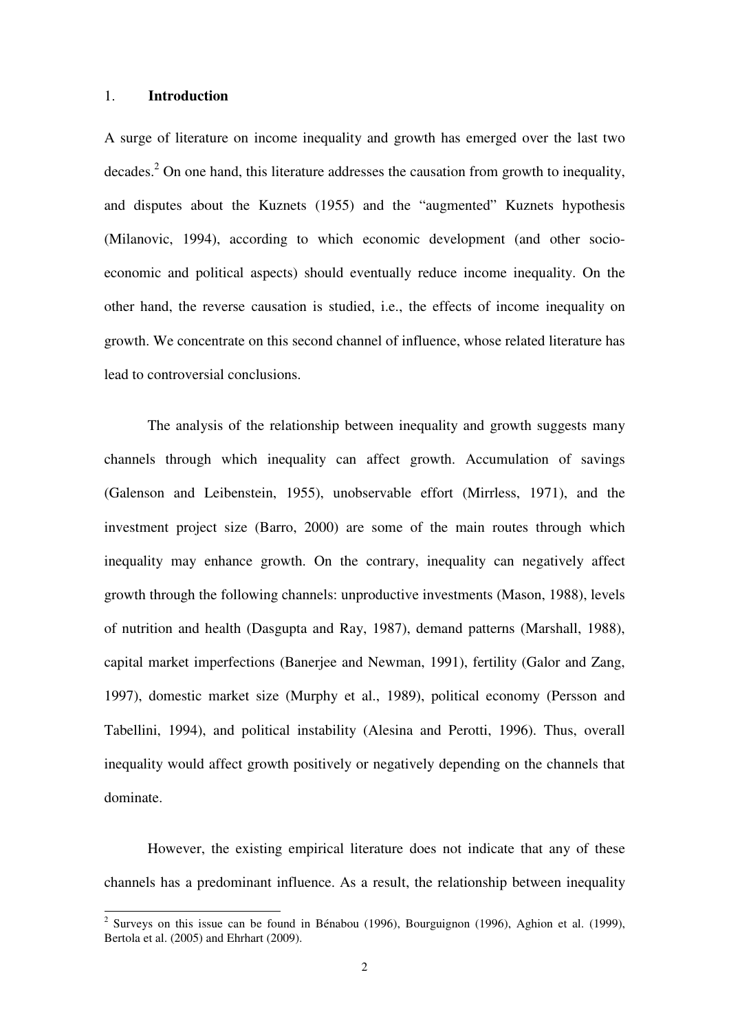## 1. **Introduction**

A surge of literature on income inequality and growth has emerged over the last two decades.[2] On one hand, this literature addresses the causation from growth to inequality, and disputes about the Kuznets (1955) and the "augmented" Kuznets hypothesis (Milanovic, 1994), according to which economic development (and other socio-economic and political aspects) should eventually reduce income inequality. On the other hand, the reverse causation is studied, i.e., the effects of income inequality on growth. We concentrate on this second channel of influence, whose related literature has lead to controversial conclusions.

The analysis of the relationship between inequality and growth suggests many channels through which inequality can affect growth. Accumulation of savings (Galenson and Leibenstein, 1955), unobservable effort (Mirrless, 1971), and the investment project size (Barro, 2000) are some of the main routes through which inequality may enhance growth. On the contrary, inequality can negatively affect growth through the following channels: unproductive investments (Mason, 1988), levels of nutrition and health (Dasgupta and Ray, 1987), demand patterns (Marshall, 1988), capital market imperfections (Banerjee and Newman, 1991), fertility (Galor and Zang, 1997), domestic market size (Murphy et al., 1989), political economy (Persson and Tabellini, 1994), and political instability (Alesina and Perotti, 1996). Thus, overall inequality would affect growth positively or negatively depending on the channels that dominate.

However, the existing empirical literature does not indicate that any of these channels has a predominant influence. As a result, the relationship between inequality

[2] Surveys on this issue can be found in Bénabou (1996), Bourguignon (1996), Aghion et al. (1999), Bertola et al. (2005) and Ehrhart (2009).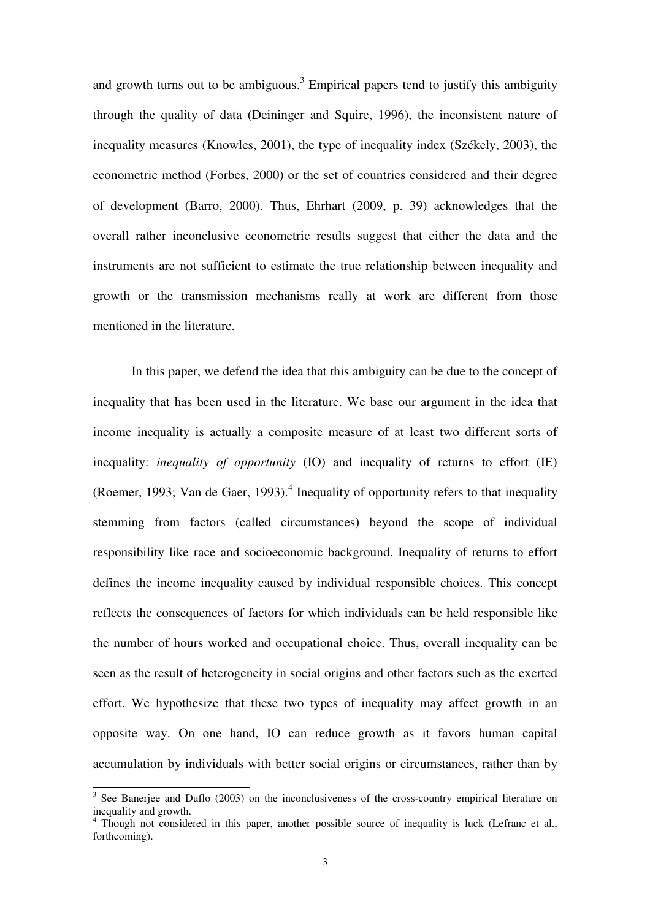and growth turns out to be ambiguous.[3] Empirical papers tend to justify this ambiguity through the quality of data (Deininger and Squire, 1996), the inconsistent nature of inequality measures (Knowles, 2001), the type of inequality index (Székely, 2003), the econometric method (Forbes, 2000) or the set of countries considered and their degree of development (Barro, 2000). Thus, Ehrhart (2009, p. 39) acknowledges that the overall rather inconclusive econometric results suggest that either the data and the instruments are not sufficient to estimate the true relationship between inequality and growth or the transmission mechanisms really at work are different from those mentioned in the literature.

In this paper, we defend the idea that this ambiguity can be due to the concept of inequality that has been used in the literature. We base our argument in the idea that income inequality is actually a composite measure of at least two different sorts of inequality: *inequality of opportunity* (IO) and inequality of returns to effort (IE) (Roemer, 1993; Van de Gaer, 1993).[4] Inequality of opportunity refers to that inequality stemming from factors (called circumstances) beyond the scope of individual responsibility like race and socioeconomic background. Inequality of returns to effort defines the income inequality caused by individual responsible choices. This concept reflects the consequences of factors for which individuals can be held responsible like the number of hours worked and occupational choice. Thus, overall inequality can be seen as the result of heterogeneity in social origins and other factors such as the exerted effort. We hypothesize that these two types of inequality may affect growth in an opposite way. On one hand, IO can reduce growth as it favors human capital accumulation by individuals with better social origins or circumstances, rather than by

[3] See Banerjee and Duflo (2003) on the inconclusiveness of the cross-country empirical literature on inequality and growth.

[4] Though not considered in this paper, another possible source of inequality is luck (Lefranc et al., forthcoming).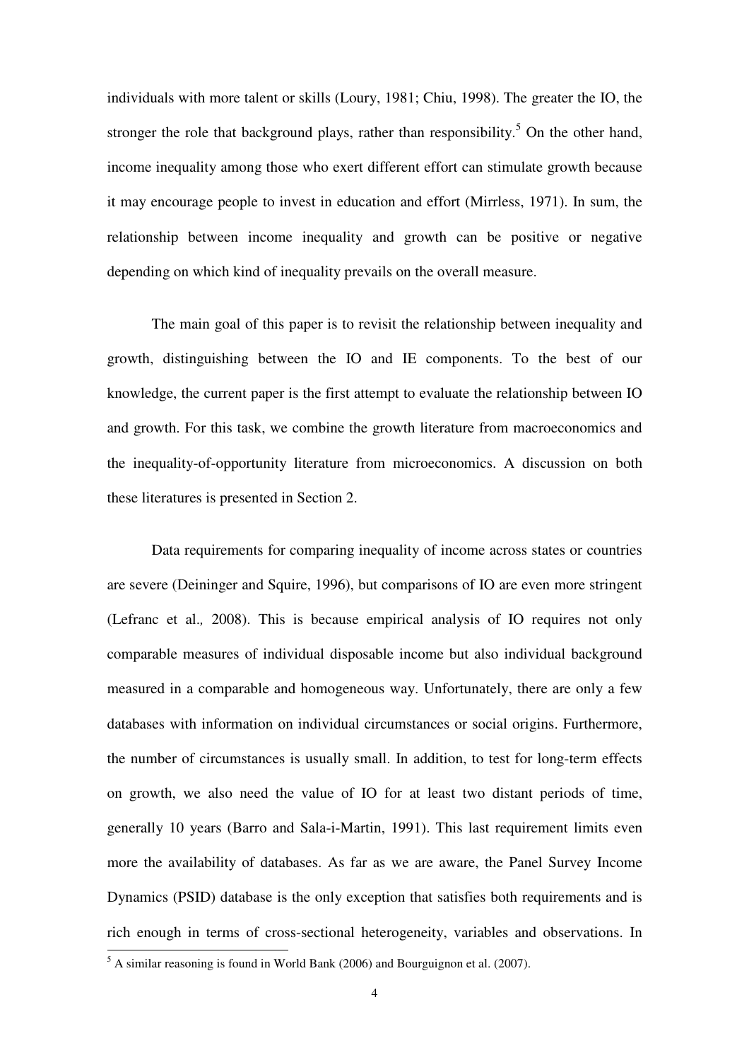individuals with more talent or skills (Loury, 1981; Chiu, 1998). The greater the IO, the stronger the role that background plays, rather than responsibility.[5] On the other hand, income inequality among those who exert different effort can stimulate growth because it may encourage people to invest in education and effort (Mirrless, 1971). In sum, the relationship between income inequality and growth can be positive or negative depending on which kind of inequality prevails on the overall measure.

The main goal of this paper is to revisit the relationship between inequality and growth, distinguishing between the IO and IE components. To the best of our knowledge, the current paper is the first attempt to evaluate the relationship between IO and growth. For this task, we combine the growth literature from macroeconomics and the inequality-of-opportunity literature from microeconomics. A discussion on both these literatures is presented in Section 2.

Data requirements for comparing inequality of income across states or countries are severe (Deininger and Squire, 1996), but comparisons of IO are even more stringent (Lefranc et al., 2008). This is because empirical analysis of IO requires not only comparable measures of individual disposable income but also individual background measured in a comparable and homogeneous way. Unfortunately, there are only a few databases with information on individual circumstances or social origins. Furthermore, the number of circumstances is usually small. In addition, to test for long-term effects on growth, we also need the value of IO for at least two distant periods of time, generally 10 years (Barro and Sala-i-Martin, 1991). This last requirement limits even more the availability of databases. As far as we are aware, the Panel Survey Income Dynamics (PSID) database is the only exception that satisfies both requirements and is rich enough in terms of cross-sectional heterogeneity, variables and observations. In

[5] A similar reasoning is found in World Bank (2006) and Bourguignon et al. (2007).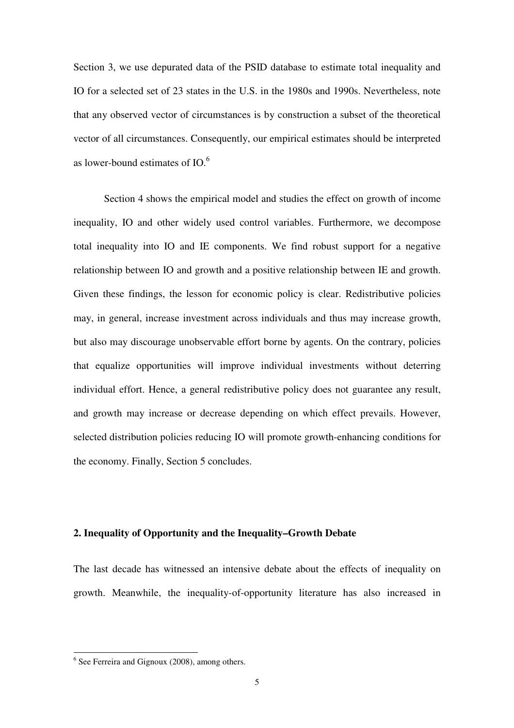Section 3, we use depurated data of the PSID database to estimate total inequality and IO for a selected set of 23 states in the U.S. in the 1980s and 1990s. Nevertheless, note that any observed vector of circumstances is by construction a subset of the theoretical vector of all circumstances. Consequently, our empirical estimates should be interpreted as lower-bound estimates of IO.[6]

Section 4 shows the empirical model and studies the effect on growth of income inequality, IO and other widely used control variables. Furthermore, we decompose total inequality into IO and IE components. We find robust support for a negative relationship between IO and growth and a positive relationship between IE and growth. Given these findings, the lesson for economic policy is clear. Redistributive policies may, in general, increase investment across individuals and thus may increase growth, but also may discourage unobservable effort borne by agents. On the contrary, policies that equalize opportunities will improve individual investments without deterring individual effort. Hence, a general redistributive policy does not guarantee any result, and growth may increase or decrease depending on which effect prevails. However, selected distribution policies reducing IO will promote growth-enhancing conditions for the economy. Finally, Section 5 concludes.

## 2. Inequality of Opportunity and the Inequality–Growth Debate

The last decade has witnessed an intensive debate about the effects of inequality on growth. Meanwhile, the inequality-of-opportunity literature has also increased in

[6] See Ferreira and Gignoux (2008), among others.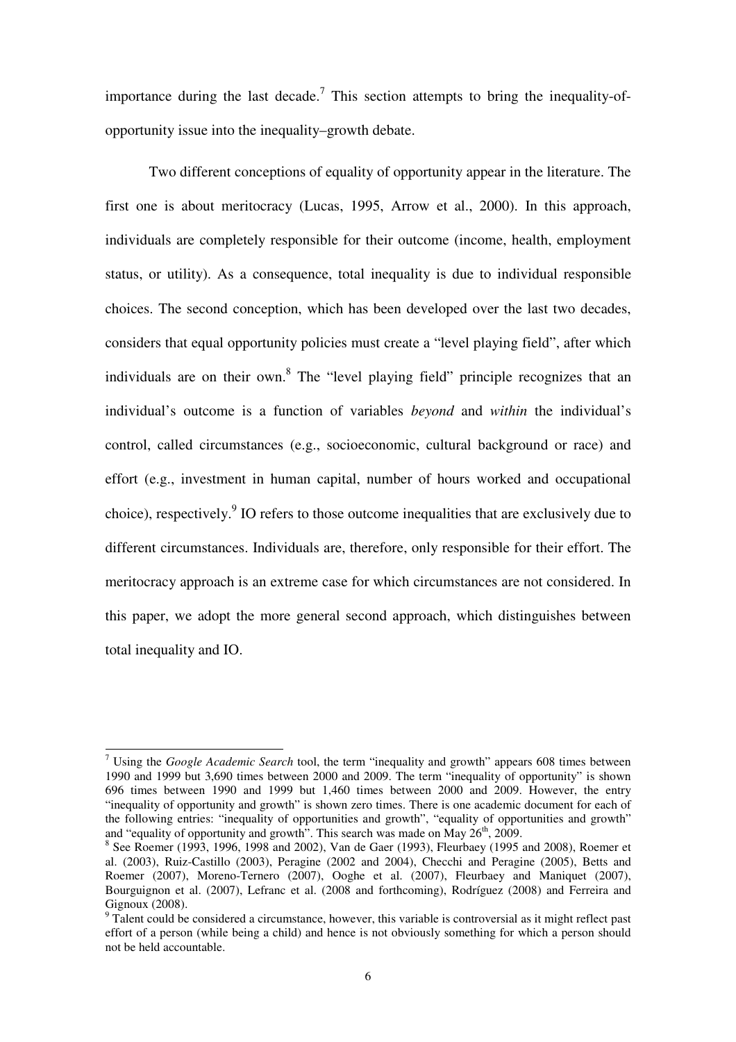importance during the last decade.[7] This section attempts to bring the inequality-of-opportunity issue into the inequality–growth debate.

Two different conceptions of equality of opportunity appear in the literature. The first one is about meritocracy (Lucas, 1995, Arrow et al., 2000). In this approach, individuals are completely responsible for their outcome (income, health, employment status, or utility). As a consequence, total inequality is due to individual responsible choices. The second conception, which has been developed over the last two decades, considers that equal opportunity policies must create a "level playing field", after which individuals are on their own.[8] The "level playing field" principle recognizes that an individual's outcome is a function of variables *beyond* and *within* the individual's control, called circumstances (e.g., socioeconomic, cultural background or race) and effort (e.g., investment in human capital, number of hours worked and occupational choice), respectively.[9] IO refers to those outcome inequalities that are exclusively due to different circumstances. Individuals are, therefore, only responsible for their effort. The meritocracy approach is an extreme case for which circumstances are not considered. In this paper, we adopt the more general second approach, which distinguishes between total inequality and IO.

---

[7] Using the *Google Academic Search* tool, the term "inequality and growth" appears 608 times between 1990 and 1999 but 3,690 times between 2000 and 2009. The term "inequality of opportunity" is shown 696 times between 1990 and 1999 but 1,460 times between 2000 and 2009. However, the entry "inequality of opportunity and growth" is shown zero times. There is one academic document for each of the following entries: "inequality of opportunities and growth", "equality of opportunities and growth" and "equality of opportunity and growth". This search was made on May 26th, 2009.

[8] See Roemer (1993, 1996, 1998 and 2002), Van de Gaer (1993), Fleurbaey (1995 and 2008), Roemer et al. (2003), Ruiz-Castillo (2003), Peragine (2002 and 2004), Checchi and Peragine (2005), Betts and Roemer (2007), Moreno-Ternero (2007), Ooghe et al. (2007), Fleurbaey and Maniquet (2007), Bourguignon et al. (2007), Lefranc et al. (2008 and forthcoming), Rodríguez (2008) and Ferreira and Gignoux (2008).

[9] Talent could be considered a circumstance, however, this variable is controversial as it might reflect past effort of a person (while being a child) and hence is not obviously something for which a person should not be held accountable.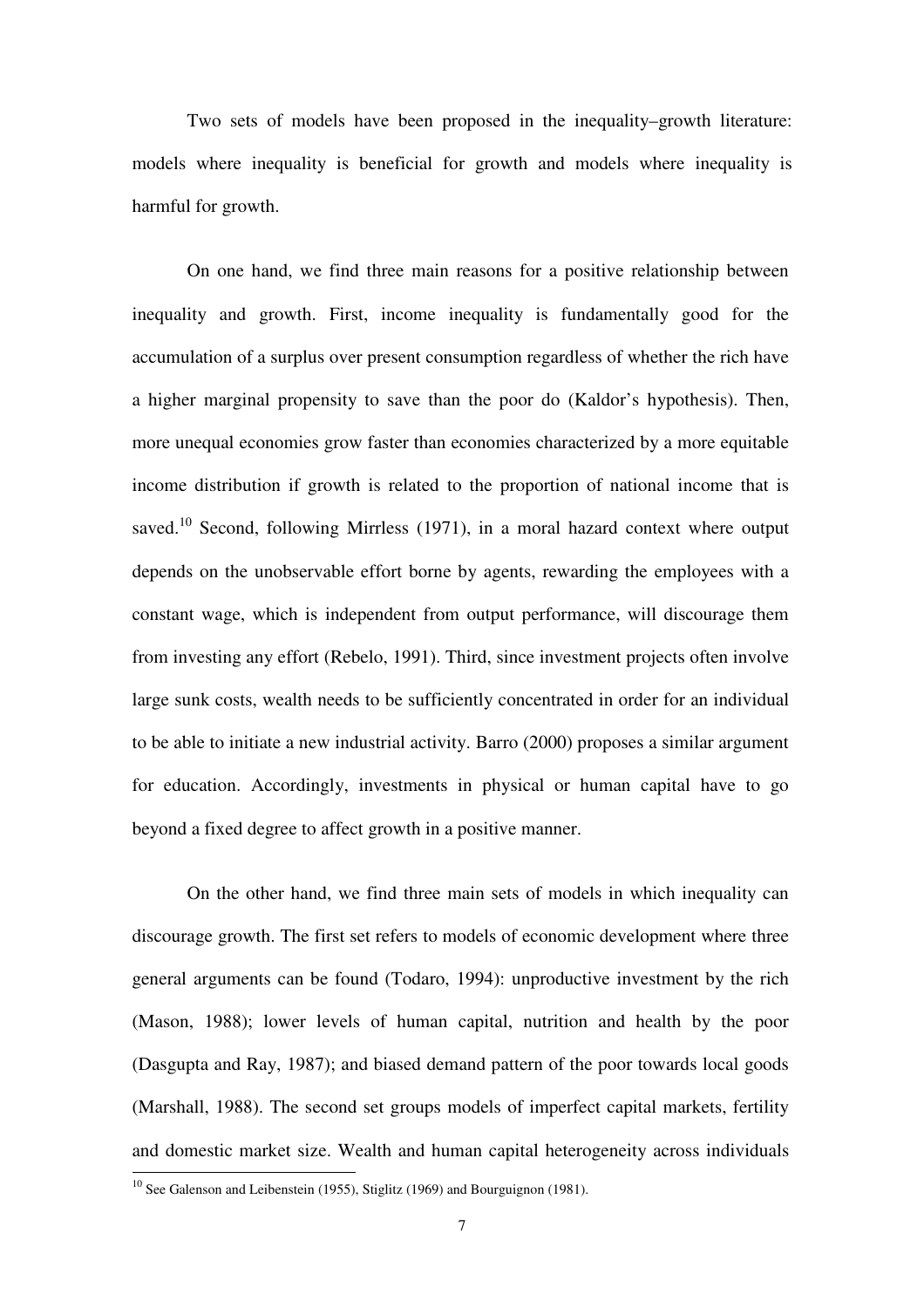Two sets of models have been proposed in the inequality–growth literature: models where inequality is beneficial for growth and models where inequality is harmful for growth.

On one hand, we find three main reasons for a positive relationship between inequality and growth. First, income inequality is fundamentally good for the accumulation of a surplus over present consumption regardless of whether the rich have a higher marginal propensity to save than the poor do (Kaldor's hypothesis). Then, more unequal economies grow faster than economies characterized by a more equitable income distribution if growth is related to the proportion of national income that is saved.[10] Second, following Mirrless (1971), in a moral hazard context where output depends on the unobservable effort borne by agents, rewarding the employees with a constant wage, which is independent from output performance, will discourage them from investing any effort (Rebelo, 1991). Third, since investment projects often involve large sunk costs, wealth needs to be sufficiently concentrated in order for an individual to be able to initiate a new industrial activity. Barro (2000) proposes a similar argument for education. Accordingly, investments in physical or human capital have to go beyond a fixed degree to affect growth in a positive manner.

On the other hand, we find three main sets of models in which inequality can discourage growth. The first set refers to models of economic development where three general arguments can be found (Todaro, 1994): unproductive investment by the rich (Mason, 1988); lower levels of human capital, nutrition and health by the poor (Dasgupta and Ray, 1987); and biased demand pattern of the poor towards local goods (Marshall, 1988). The second set groups models of imperfect capital markets, fertility and domestic market size. Wealth and human capital heterogeneity across individuals

[10] See Galenson and Leibenstein (1955), Stiglitz (1969) and Bourguignon (1981).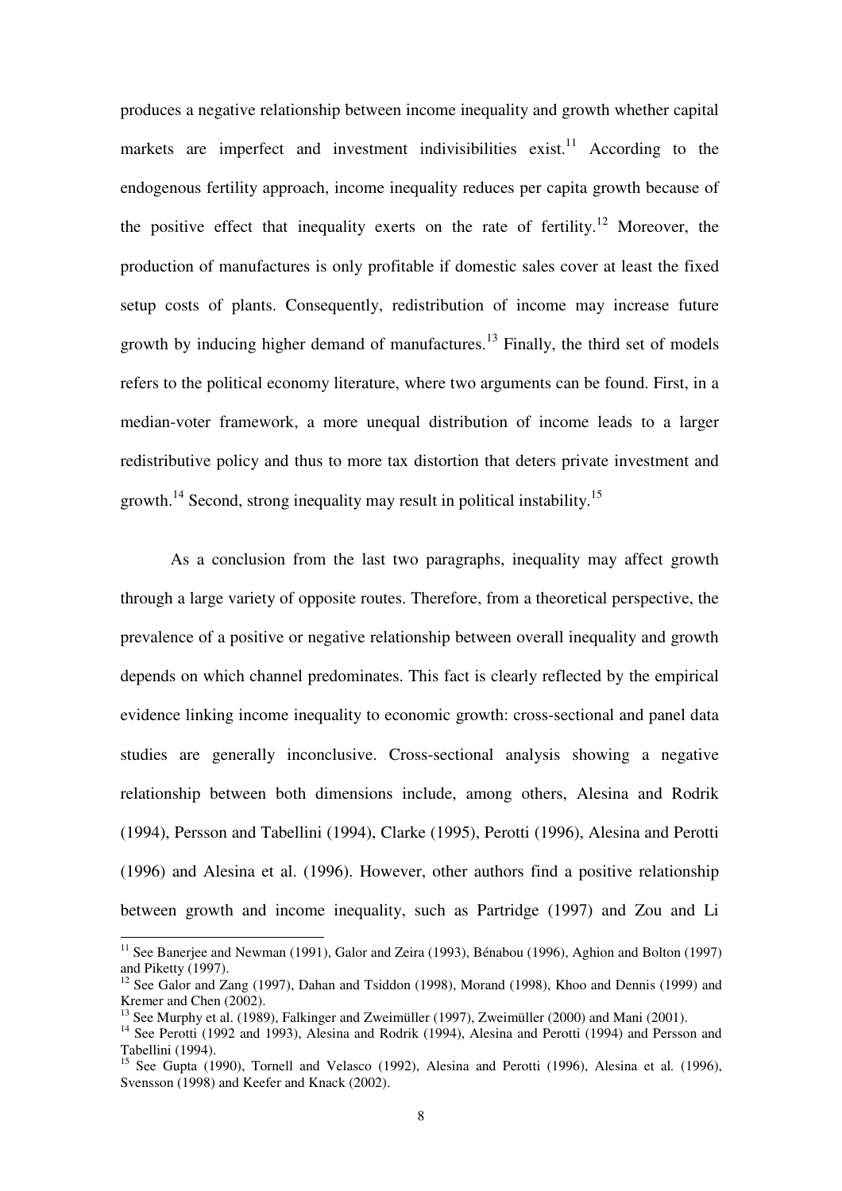produces a negative relationship between income inequality and growth whether capital markets are imperfect and investment indivisibilities exist.[11] According to the endogenous fertility approach, income inequality reduces per capita growth because of the positive effect that inequality exerts on the rate of fertility.[12] Moreover, the production of manufactures is only profitable if domestic sales cover at least the fixed setup costs of plants. Consequently, redistribution of income may increase future growth by inducing higher demand of manufactures.[13] Finally, the third set of models refers to the political economy literature, where two arguments can be found. First, in a median-voter framework, a more unequal distribution of income leads to a larger redistributive policy and thus to more tax distortion that deters private investment and growth.[14] Second, strong inequality may result in political instability.[15]

As a conclusion from the last two paragraphs, inequality may affect growth through a large variety of opposite routes. Therefore, from a theoretical perspective, the prevalence of a positive or negative relationship between overall inequality and growth depends on which channel predominates. This fact is clearly reflected by the empirical evidence linking income inequality to economic growth: cross-sectional and panel data studies are generally inconclusive. Cross-sectional analysis showing a negative relationship between both dimensions include, among others, Alesina and Rodrik (1994), Persson and Tabellini (1994), Clarke (1995), Perotti (1996), Alesina and Perotti (1996) and Alesina et al. (1996). However, other authors find a positive relationship between growth and income inequality, such as Partridge (1997) and Zou and Li

[11] See Banerjee and Newman (1991), Galor and Zeira (1993), Bénabou (1996), Aghion and Bolton (1997) and Piketty (1997).

[12] See Galor and Zang (1997), Dahan and Tsiddon (1998), Morand (1998), Khoo and Dennis (1999) and Kremer and Chen (2002).

[13] See Murphy et al. (1989), Falkinger and Zweimüller (1997), Zweimüller (2000) and Mani (2001).

[14] See Perotti (1992 and 1993), Alesina and Rodrik (1994), Alesina and Perotti (1994) and Persson and Tabellini (1994).

[15] See Gupta (1990), Tornell and Velasco (1992), Alesina and Perotti (1996), Alesina et al. (1996), Svensson (1998) and Keefer and Knack (2002).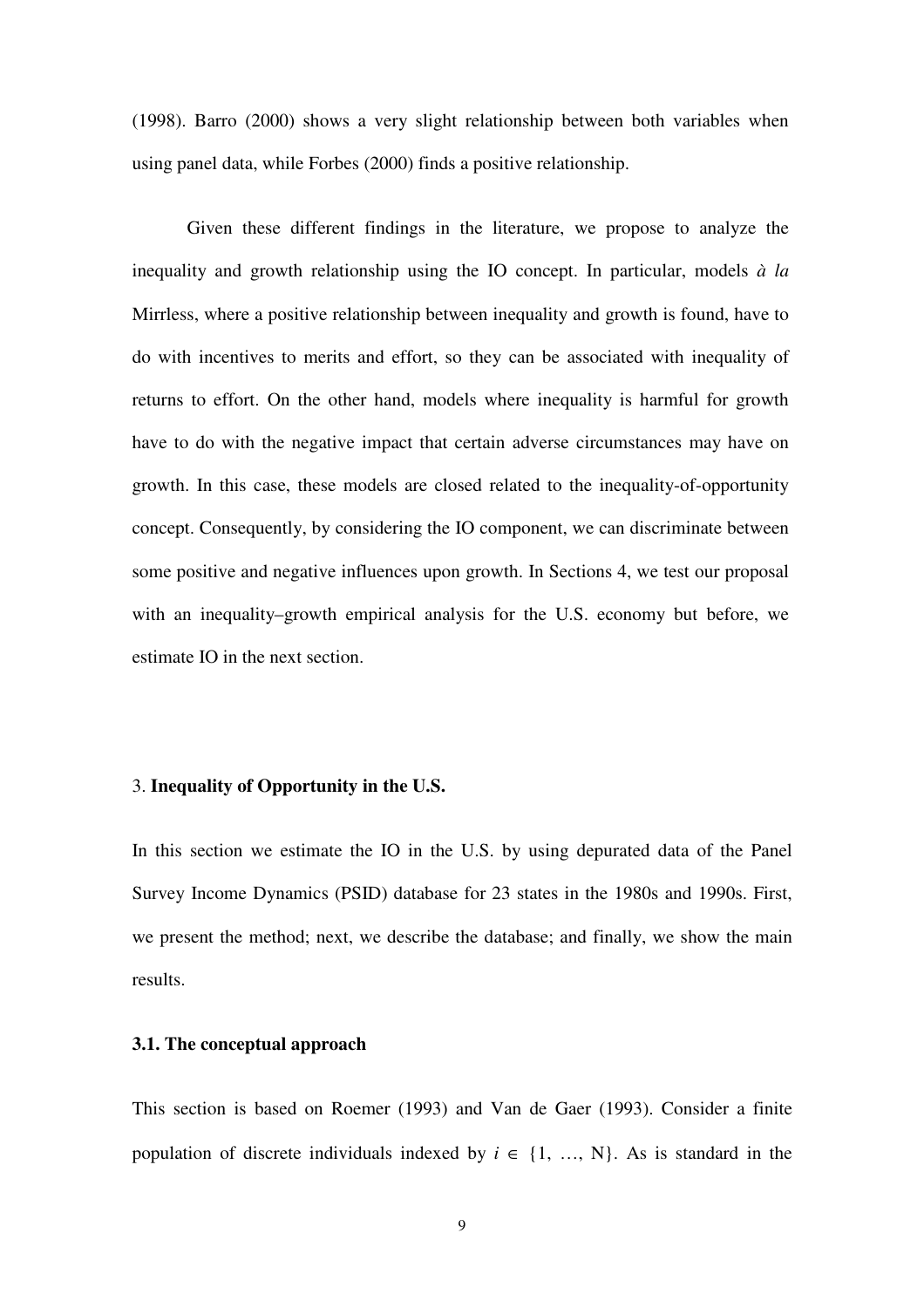(1998). Barro (2000) shows a very slight relationship between both variables when using panel data, while Forbes (2000) finds a positive relationship.

Given these different findings in the literature, we propose to analyze the inequality and growth relationship using the IO concept. In particular, models *à la* Mirrless, where a positive relationship between inequality and growth is found, have to do with incentives to merits and effort, so they can be associated with inequality of returns to effort. On the other hand, models where inequality is harmful for growth have to do with the negative impact that certain adverse circumstances may have on growth. In this case, these models are closed related to the inequality-of-opportunity concept. Consequently, by considering the IO component, we can discriminate between some positive and negative influences upon growth. In Sections 4, we test our proposal with an inequality–growth empirical analysis for the U.S. economy but before, we estimate IO in the next section.

## 3. **Inequality of Opportunity in the U.S.**

In this section we estimate the IO in the U.S. by using depurated data of the Panel Survey Income Dynamics (PSID) database for 23 states in the 1980s and 1990s. First, we present the method; next, we describe the database; and finally, we show the main results.

### 3.1. The conceptual approach

This section is based on Roemer (1993) and Van de Gaer (1993). Consider a finite population of discrete individuals indexed by $i \in \{1, \ldots, N\}$. As is standard in the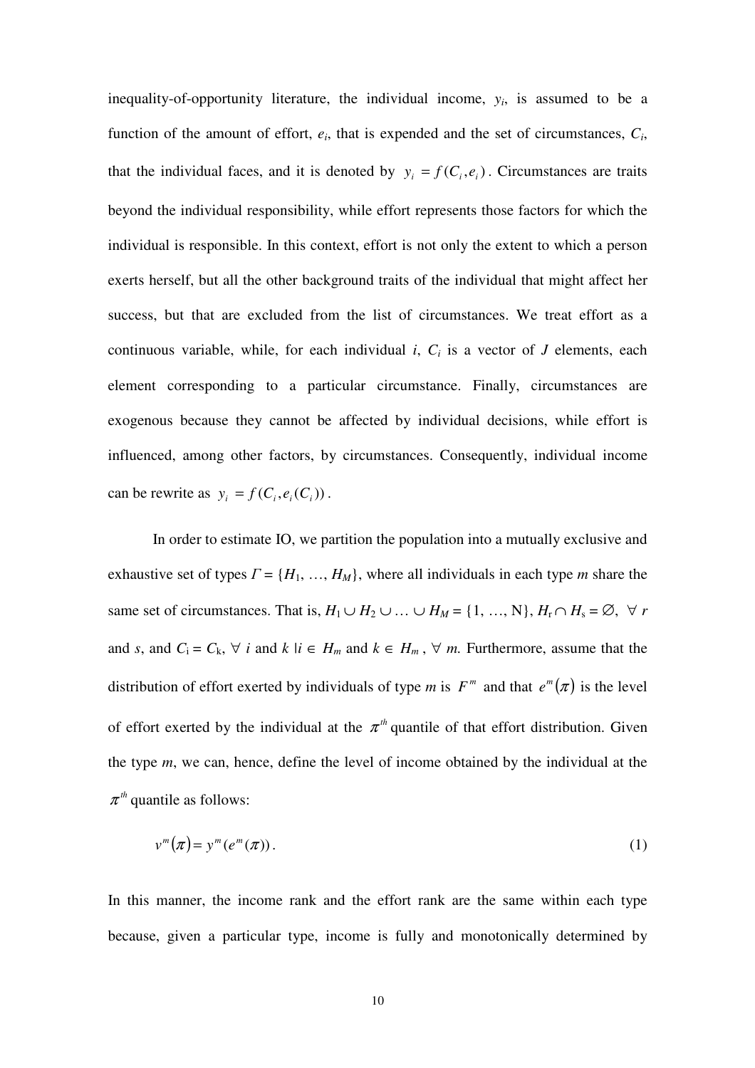inequality-of-opportunity literature, the individual income, $y_i$, is assumed to be a function of the amount of effort, $e_i$, that is expended and the set of circumstances, $C_i$, that the individual faces, and it is denoted by $y_i = f(C_i, e_i)$. Circumstances are traits beyond the individual responsibility, while effort represents those factors for which the individual is responsible. In this context, effort is not only the extent to which a person exerts herself, but all the other background traits of the individual that might affect her success, but that are excluded from the list of circumstances. We treat effort as a continuous variable, while, for each individual $i$, $C_i$ is a vector of $J$ elements, each element corresponding to a particular circumstance. Finally, circumstances are exogenous because they cannot be affected by individual decisions, while effort is influenced, among other factors, by circumstances. Consequently, individual income can be rewrite as $y_i = f(C_i, e_i(C_i))$.

In order to estimate IO, we partition the population into a mutually exclusive and exhaustive set of types $\Gamma = \{H_1, \ldots, H_M\}$, where all individuals in each type $m$ share the same set of circumstances. That is, $H_1 \cup H_2 \cup \ldots \cup H_M = \{1, \ldots, N\}$, $H_r \cap H_s = \emptyset$, $\forall$ $r$ and $s$, and $C_i = C_k$, $\forall$ $i$ and $k$ $| i \in H_m$ and $k \in H_m$, $\forall$ $m$. Furthermore, assume that the distribution of effort exerted by individuals of type $m$ is $F^m$ and that $e^m(\pi)$ is the level of effort exerted by the individual at the $\pi^{th}$ quantile of that effort distribution. Given the type $m$, we can, hence, define the level of income obtained by the individual at the $\pi^{th}$ quantile as follows:

$$v^m(\pi) = y^m(e^m(\pi)). \tag{1}$$

In this manner, the income rank and the effort rank are the same within each type because, given a particular type, income is fully and monotonically determined by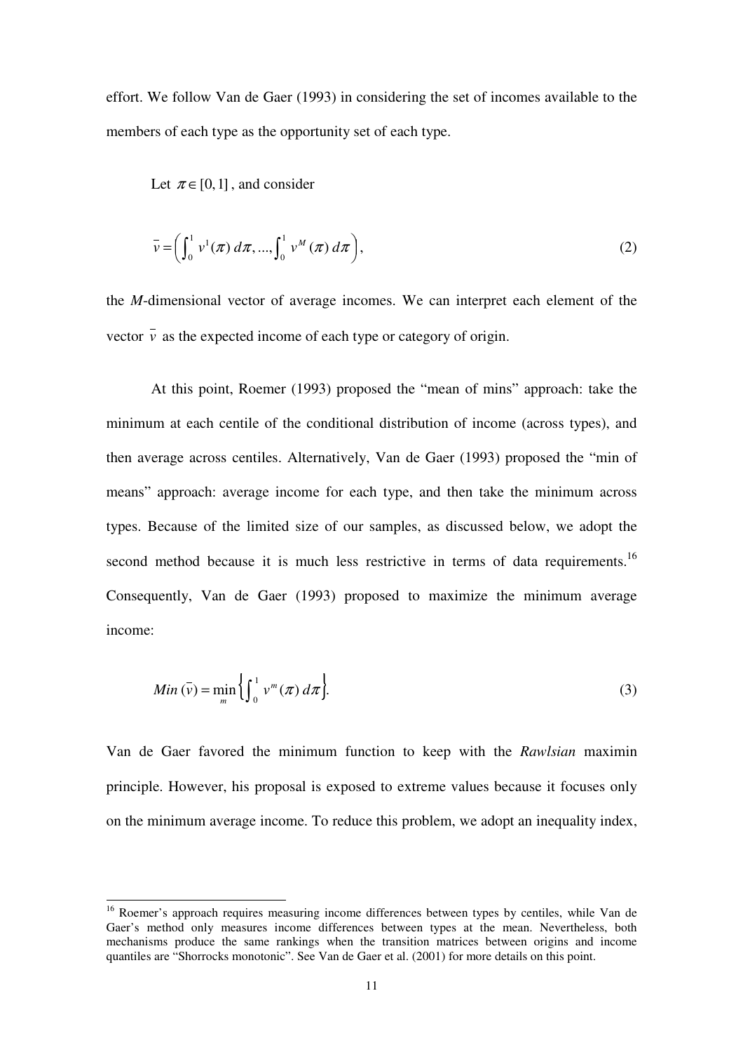effort. We follow Van de Gaer (1993) in considering the set of incomes available to the members of each type as the opportunity set of each type.

Let $\pi \in [0,1]$, and consider

$$\bar{v} = \left( \int_0^1 v^1(\pi)\, d\pi, ..., \int_0^1 v^M(\pi)\, d\pi \right), \tag{2}$$

the *M*-dimensional vector of average incomes. We can interpret each element of the vector $\bar{v}$ as the expected income of each type or category of origin.

At this point, Roemer (1993) proposed the "mean of mins" approach: take the minimum at each centile of the conditional distribution of income (across types), and then average across centiles. Alternatively, Van de Gaer (1993) proposed the "min of means" approach: average income for each type, and then take the minimum across types. Because of the limited size of our samples, as discussed below, we adopt the second method because it is much less restrictive in terms of data requirements.[16] Consequently, Van de Gaer (1993) proposed to maximize the minimum average income:

$$Min\,(\bar{v}) = \min_m \left\{ \int_0^1 v^m(\pi)\, d\pi \right\}. \tag{3}$$

Van de Gaer favored the minimum function to keep with the *Rawlsian* maximin principle. However, his proposal is exposed to extreme values because it focuses only on the minimum average income. To reduce this problem, we adopt an inequality index,

[16] Roemer's approach requires measuring income differences between types by centiles, while Van de Gaer's method only measures income differences between types at the mean. Nevertheless, both mechanisms produce the same rankings when the transition matrices between origins and income quantiles are "Shorrocks monotonic". See Van de Gaer et al. (2001) for more details on this point.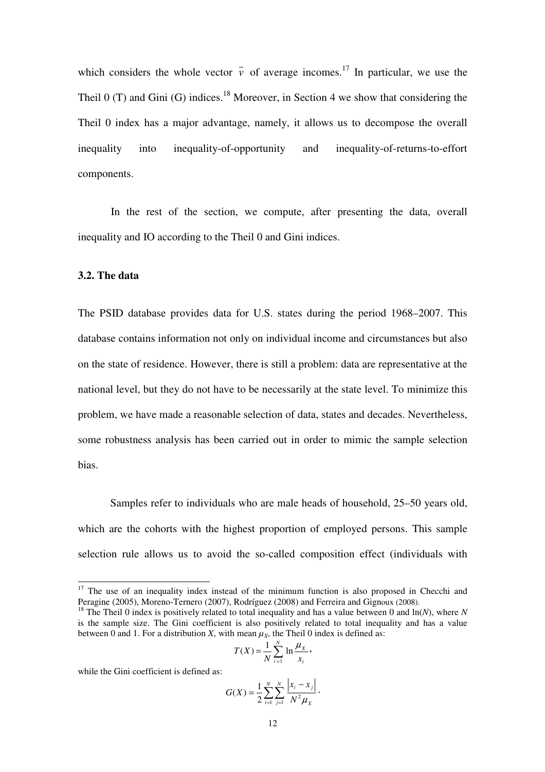which considers the whole vector $\bar{v}$ of average incomes.[17] In particular, we use the Theil 0 (T) and Gini (G) indices.[18] Moreover, in Section 4 we show that considering the Theil 0 index has a major advantage, namely, it allows us to decompose the overall inequality into inequality-of-opportunity and inequality-of-returns-to-effort components.

In the rest of the section, we compute, after presenting the data, overall inequality and IO according to the Theil 0 and Gini indices.

### 3.2. The data

The PSID database provides data for U.S. states during the period 1968–2007. This database contains information not only on individual income and circumstances but also on the state of residence. However, there is still a problem: data are representative at the national level, but they do not have to be necessarily at the state level. To minimize this problem, we have made a reasonable selection of data, states and decades. Nevertheless, some robustness analysis has been carried out in order to mimic the sample selection bias.

Samples refer to individuals who are male heads of household, 25–50 years old, which are the cohorts with the highest proportion of employed persons. This sample selection rule allows us to avoid the so-called composition effect (individuals with

---

[17] The use of an inequality index instead of the minimum function is also proposed in Checchi and Peragine (2005), Moreno-Ternero (2007), Rodríguez (2008) and Ferreira and Gignoux (2008).

[18] The Theil 0 index is positively related to total inequality and has a value between 0 and ln($N$), where $N$ is the sample size. The Gini coefficient is also positively related to total inequality and has a value between 0 and 1. For a distribution $X$, with mean $\mu_X$, the Theil 0 index is defined as:

$$T(X) = \frac{1}{N}\sum_{i=1}^{N} \ln \frac{\mu_X}{x_i},$$

while the Gini coefficient is defined as:

$$G(X) = \frac{1}{2}\sum_{i=1}^{N}\sum_{j=1}^{N} \frac{|x_i - x_j|}{N^2 \mu_X}.$$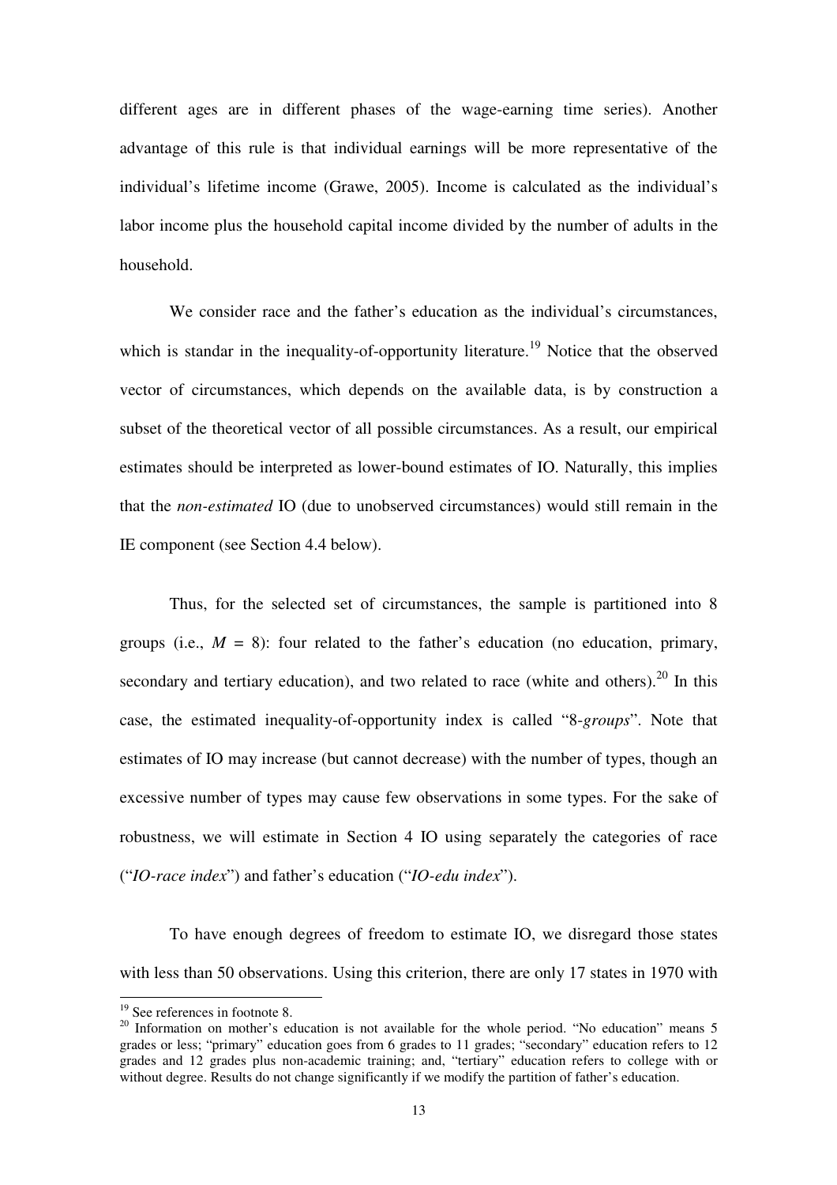different ages are in different phases of the wage-earning time series). Another advantage of this rule is that individual earnings will be more representative of the individual's lifetime income (Grawe, 2005). Income is calculated as the individual's labor income plus the household capital income divided by the number of adults in the household.

We consider race and the father's education as the individual's circumstances, which is standar in the inequality-of-opportunity literature.[19] Notice that the observed vector of circumstances, which depends on the available data, is by construction a subset of the theoretical vector of all possible circumstances. As a result, our empirical estimates should be interpreted as lower-bound estimates of IO. Naturally, this implies that the *non-estimated* IO (due to unobserved circumstances) would still remain in the IE component (see Section 4.4 below).

Thus, for the selected set of circumstances, the sample is partitioned into 8 groups (i.e., $M$ = 8): four related to the father's education (no education, primary, secondary and tertiary education), and two related to race (white and others).[20] In this case, the estimated inequality-of-opportunity index is called "8-*groups*". Note that estimates of IO may increase (but cannot decrease) with the number of types, though an excessive number of types may cause few observations in some types. For the sake of robustness, we will estimate in Section 4 IO using separately the categories of race ("*IO-race index*") and father's education ("*IO-edu index*").

To have enough degrees of freedom to estimate IO, we disregard those states with less than 50 observations. Using this criterion, there are only 17 states in 1970 with

---

[19] See references in footnote 8.

[20] Information on mother's education is not available for the whole period. "No education" means 5 grades or less; "primary" education goes from 6 grades to 11 grades; "secondary" education refers to 12 grades and 12 grades plus non-academic training; and, "tertiary" education refers to college with or without degree. Results do not change significantly if we modify the partition of father's education.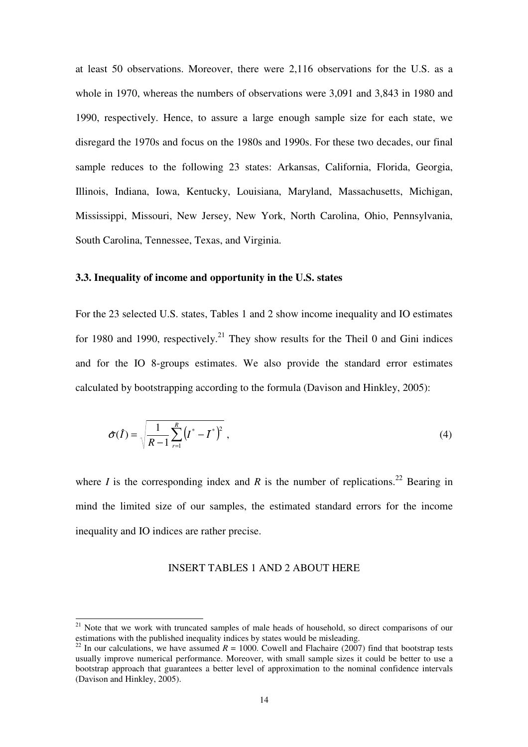at least 50 observations. Moreover, there were 2,116 observations for the U.S. as a whole in 1970, whereas the numbers of observations were 3,091 and 3,843 in 1980 and 1990, respectively. Hence, to assure a large enough sample size for each state, we disregard the 1970s and focus on the 1980s and 1990s. For these two decades, our final sample reduces to the following 23 states: Arkansas, California, Florida, Georgia, Illinois, Indiana, Iowa, Kentucky, Louisiana, Maryland, Massachusetts, Michigan, Mississippi, Missouri, New Jersey, New York, North Carolina, Ohio, Pennsylvania, South Carolina, Tennessee, Texas, and Virginia.

### 3.3. Inequality of income and opportunity in the U.S. states

For the 23 selected U.S. states, Tables 1 and 2 show income inequality and IO estimates for 1980 and 1990, respectively.[21] They show results for the Theil 0 and Gini indices and for the IO 8-groups estimates. We also provide the standard error estimates calculated by bootstrapping according to the formula (Davison and Hinkley, 2005):

$$\hat{\sigma}(\hat{I}) = \sqrt{\frac{1}{R-1}\sum_{r=1}^{R}\left(I^{*} - \bar{I}^{*}\right)^{2}}\ , \tag{4}$$

where $I$ is the corresponding index and $R$ is the number of replications.[22] Bearing in mind the limited size of our samples, the estimated standard errors for the income inequality and IO indices are rather precise.

INSERT TABLES 1 AND 2 ABOUT HERE

[21] Note that we work with truncated samples of male heads of household, so direct comparisons of our estimations with the published inequality indices by states would be misleading.

[22] In our calculations, we have assumed $R$ = 1000. Cowell and Flachaire (2007) find that bootstrap tests usually improve numerical performance. Moreover, with small sample sizes it could be better to use a bootstrap approach that guarantees a better level of approximation to the nominal confidence intervals (Davison and Hinkley, 2005).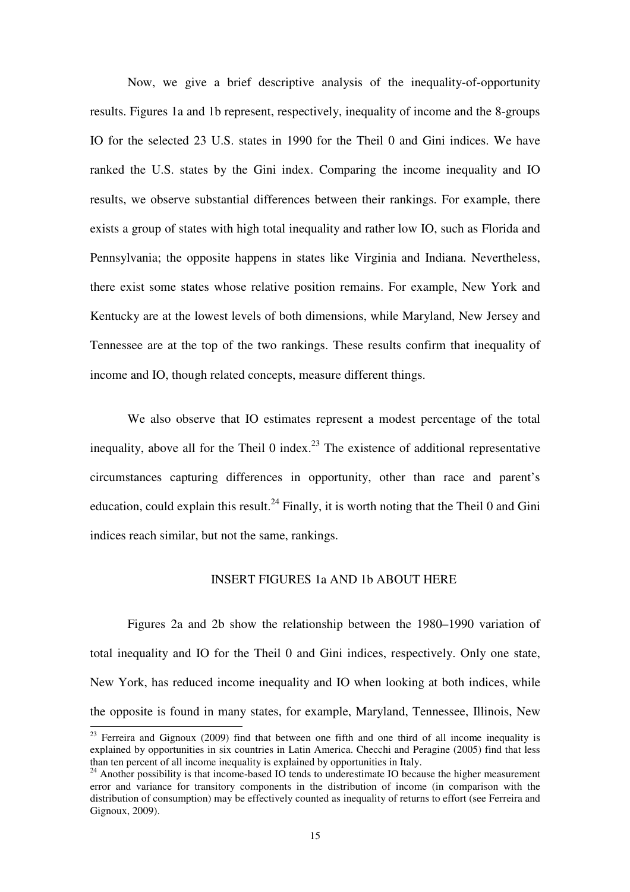Now, we give a brief descriptive analysis of the inequality-of-opportunity results. Figures 1a and 1b represent, respectively, inequality of income and the 8-groups IO for the selected 23 U.S. states in 1990 for the Theil 0 and Gini indices. We have ranked the U.S. states by the Gini index. Comparing the income inequality and IO results, we observe substantial differences between their rankings. For example, there exists a group of states with high total inequality and rather low IO, such as Florida and Pennsylvania; the opposite happens in states like Virginia and Indiana. Nevertheless, there exist some states whose relative position remains. For example, New York and Kentucky are at the lowest levels of both dimensions, while Maryland, New Jersey and Tennessee are at the top of the two rankings. These results confirm that inequality of income and IO, though related concepts, measure different things.

We also observe that IO estimates represent a modest percentage of the total inequality, above all for the Theil 0 index.[23] The existence of additional representative circumstances capturing differences in opportunity, other than race and parent's education, could explain this result.[24] Finally, it is worth noting that the Theil 0 and Gini indices reach similar, but not the same, rankings.

INSERT FIGURES 1a AND 1b ABOUT HERE

Figures 2a and 2b show the relationship between the 1980–1990 variation of total inequality and IO for the Theil 0 and Gini indices, respectively. Only one state, New York, has reduced income inequality and IO when looking at both indices, while the opposite is found in many states, for example, Maryland, Tennessee, Illinois, New

---

[23] Ferreira and Gignoux (2009) find that between one fifth and one third of all income inequality is explained by opportunities in six countries in Latin America. Checchi and Peragine (2005) find that less than ten percent of all income inequality is explained by opportunities in Italy.

[24] Another possibility is that income-based IO tends to underestimate IO because the higher measurement error and variance for transitory components in the distribution of income (in comparison with the distribution of consumption) may be effectively counted as inequality of returns to effort (see Ferreira and Gignoux, 2009).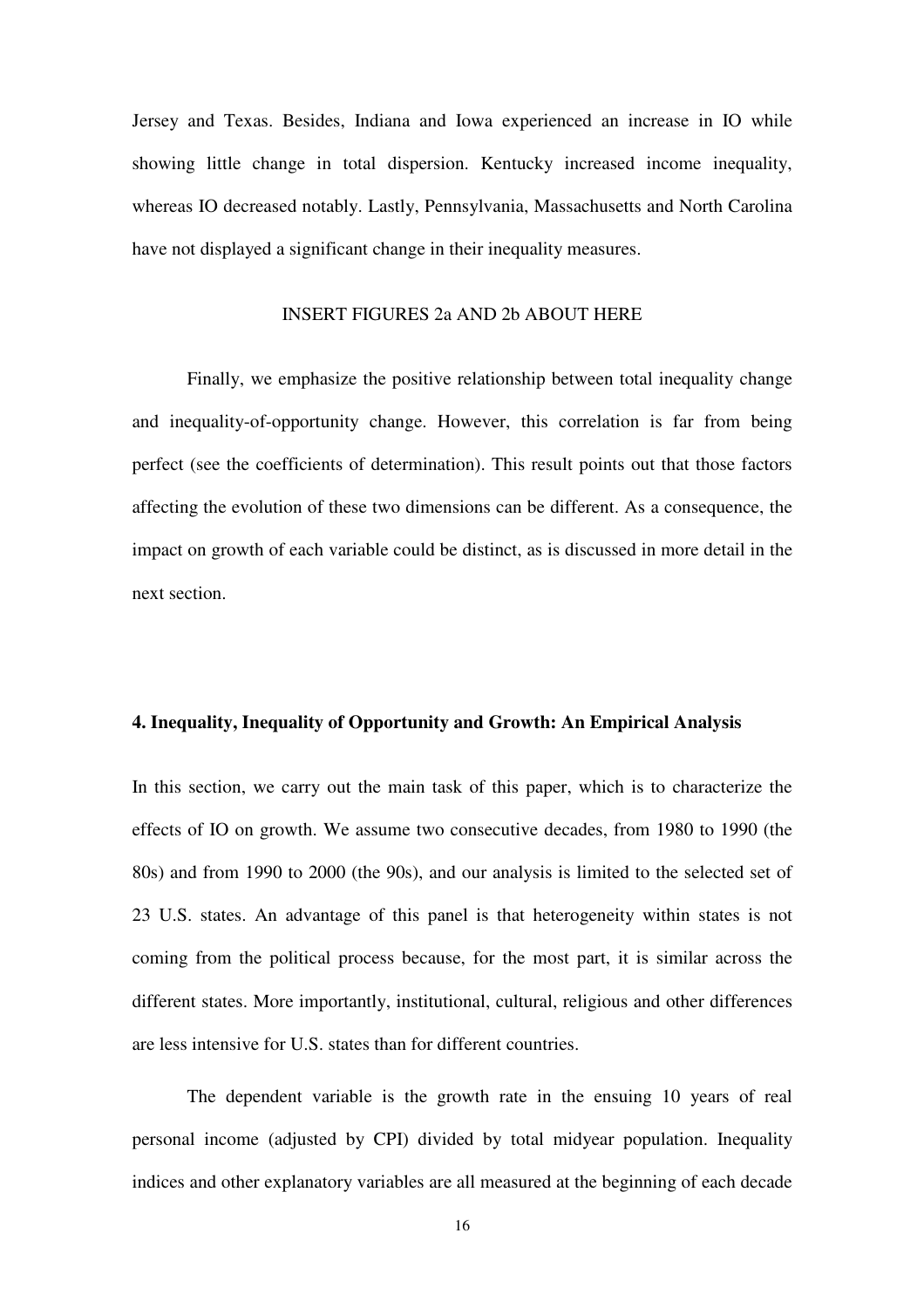Jersey and Texas. Besides, Indiana and Iowa experienced an increase in IO while showing little change in total dispersion. Kentucky increased income inequality, whereas IO decreased notably. Lastly, Pennsylvania, Massachusetts and North Carolina have not displayed a significant change in their inequality measures.

INSERT FIGURES 2a AND 2b ABOUT HERE

Finally, we emphasize the positive relationship between total inequality change and inequality-of-opportunity change. However, this correlation is far from being perfect (see the coefficients of determination). This result points out that those factors affecting the evolution of these two dimensions can be different. As a consequence, the impact on growth of each variable could be distinct, as is discussed in more detail in the next section.

## 4. Inequality, Inequality of Opportunity and Growth: An Empirical Analysis

In this section, we carry out the main task of this paper, which is to characterize the effects of IO on growth. We assume two consecutive decades, from 1980 to 1990 (the 80s) and from 1990 to 2000 (the 90s), and our analysis is limited to the selected set of 23 U.S. states. An advantage of this panel is that heterogeneity within states is not coming from the political process because, for the most part, it is similar across the different states. More importantly, institutional, cultural, religious and other differences are less intensive for U.S. states than for different countries.

The dependent variable is the growth rate in the ensuing 10 years of real personal income (adjusted by CPI) divided by total midyear population. Inequality indices and other explanatory variables are all measured at the beginning of each decade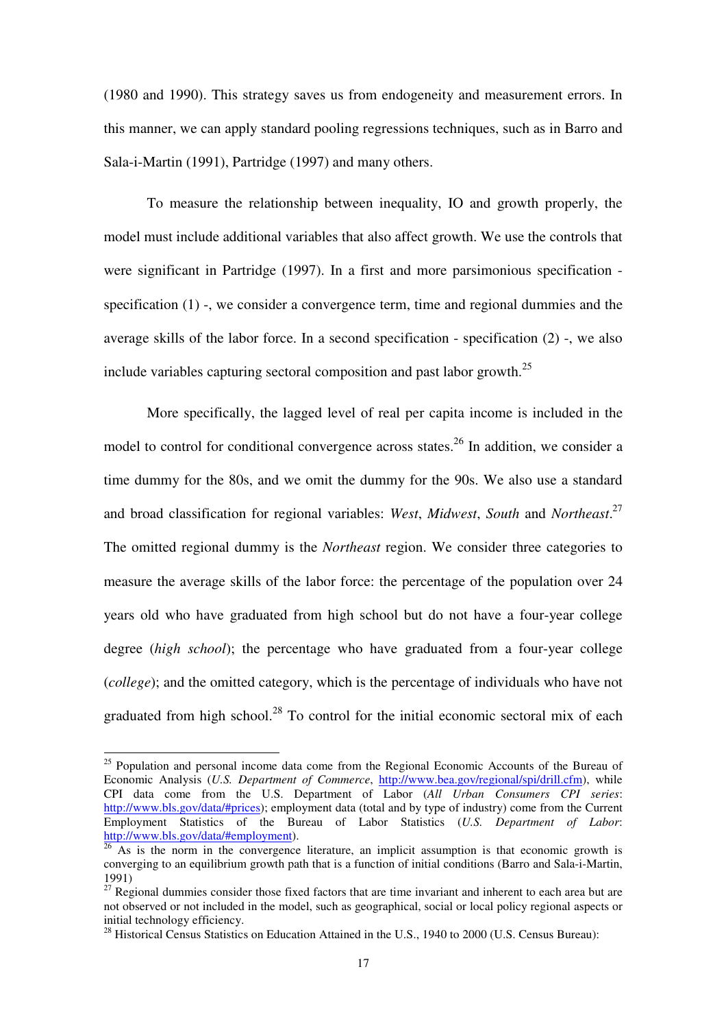(1980 and 1990). This strategy saves us from endogeneity and measurement errors. In this manner, we can apply standard pooling regressions techniques, such as in Barro and Sala-i-Martin (1991), Partridge (1997) and many others.

To measure the relationship between inequality, IO and growth properly, the model must include additional variables that also affect growth. We use the controls that were significant in Partridge (1997). In a first and more parsimonious specification - specification (1) -, we consider a convergence term, time and regional dummies and the average skills of the labor force. In a second specification - specification (2) -, we also include variables capturing sectoral composition and past labor growth.[25]

More specifically, the lagged level of real per capita income is included in the model to control for conditional convergence across states.[26] In addition, we consider a time dummy for the 80s, and we omit the dummy for the 90s. We also use a standard and broad classification for regional variables: *West*, *Midwest*, *South* and *Northeast*.[27] The omitted regional dummy is the *Northeast* region. We consider three categories to measure the average skills of the labor force: the percentage of the population over 24 years old who have graduated from high school but do not have a four-year college degree (*high school*); the percentage who have graduated from a four-year college (*college*); and the omitted category, which is the percentage of individuals who have not graduated from high school.[28] To control for the initial economic sectoral mix of each

---

[25] Population and personal income data come from the Regional Economic Accounts of the Bureau of Economic Analysis (*U.S. Department of Commerce*, http://www.bea.gov/regional/spi/drill.cfm), while CPI data come from the U.S. Department of Labor (*All Urban Consumers CPI series*: http://www.bls.gov/data/#prices); employment data (total and by type of industry) come from the Current Employment Statistics of the Bureau of Labor Statistics (*U.S. Department of Labor*: http://www.bls.gov/data/#employment).

[26] As is the norm in the convergence literature, an implicit assumption is that economic growth is converging to an equilibrium growth path that is a function of initial conditions (Barro and Sala-i-Martin, 1991)

[27] Regional dummies consider those fixed factors that are time invariant and inherent to each area but are not observed or not included in the model, such as geographical, social or local policy regional aspects or initial technology efficiency.

[28] Historical Census Statistics on Education Attained in the U.S., 1940 to 2000 (U.S. Census Bureau):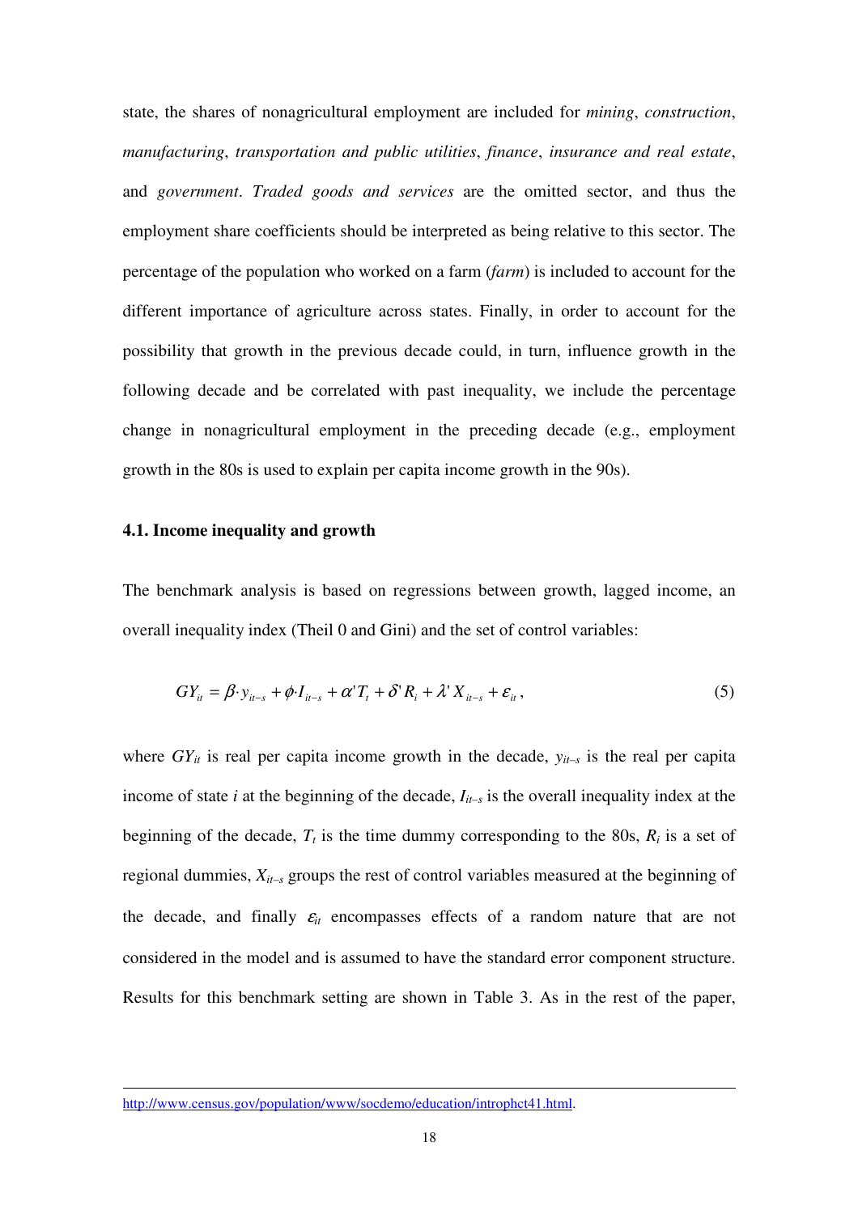state, the shares of nonagricultural employment are included for *mining*, *construction*, *manufacturing*, *transportation and public utilities*, *finance*, *insurance and real estate*, and *government*. *Traded goods and services* are the omitted sector, and thus the employment share coefficients should be interpreted as being relative to this sector. The percentage of the population who worked on a farm (*farm*) is included to account for the different importance of agriculture across states. Finally, in order to account for the possibility that growth in the previous decade could, in turn, influence growth in the following decade and be correlated with past inequality, we include the percentage change in nonagricultural employment in the preceding decade (e.g., employment growth in the 80s is used to explain per capita income growth in the 90s).

### 4.1. Income inequality and growth

The benchmark analysis is based on regressions between growth, lagged income, an overall inequality index (Theil 0 and Gini) and the set of control variables:

$$GY_{it} = \beta \cdot y_{it-s} + \phi \cdot I_{it-s} + \alpha' T_t + \delta' R_i + \lambda' X_{it-s} + \varepsilon_{it}, \tag{5}$$

where $GY_{it}$ is real per capita income growth in the decade, $y_{it-s}$ is the real per capita income of state $i$ at the beginning of the decade, $I_{it-s}$ is the overall inequality index at the beginning of the decade, $T_t$ is the time dummy corresponding to the 80s, $R_i$ is a set of regional dummies, $X_{it-s}$ groups the rest of control variables measured at the beginning of the decade, and finally $\varepsilon_{it}$ encompasses effects of a random nature that are not considered in the model and is assumed to have the standard error component structure. Results for this benchmark setting are shown in Table 3. As in the rest of the paper,

http://www.census.gov/population/www/socdemo/education/introphct41.html.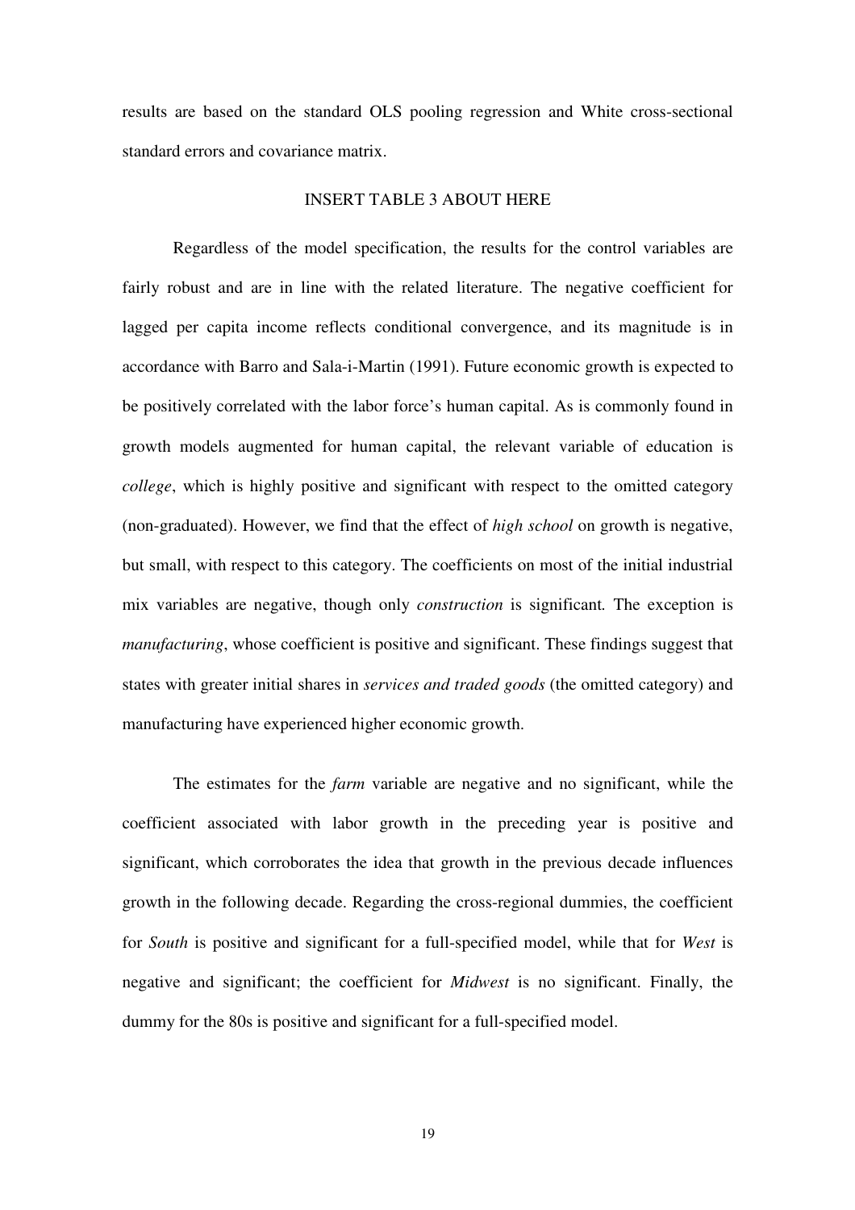results are based on the standard OLS pooling regression and White cross-sectional standard errors and covariance matrix.

INSERT TABLE 3 ABOUT HERE

Regardless of the model specification, the results for the control variables are fairly robust and are in line with the related literature. The negative coefficient for lagged per capita income reflects conditional convergence, and its magnitude is in accordance with Barro and Sala-i-Martin (1991). Future economic growth is expected to be positively correlated with the labor force's human capital. As is commonly found in growth models augmented for human capital, the relevant variable of education is *college*, which is highly positive and significant with respect to the omitted category (non-graduated). However, we find that the effect of *high school* on growth is negative, but small, with respect to this category. The coefficients on most of the initial industrial mix variables are negative, though only *construction* is significant. The exception is *manufacturing*, whose coefficient is positive and significant. These findings suggest that states with greater initial shares in *services and traded goods* (the omitted category) and manufacturing have experienced higher economic growth.

The estimates for the *farm* variable are negative and no significant, while the coefficient associated with labor growth in the preceding year is positive and significant, which corroborates the idea that growth in the previous decade influences growth in the following decade. Regarding the cross-regional dummies, the coefficient for *South* is positive and significant for a full-specified model, while that for *West* is negative and significant; the coefficient for *Midwest* is no significant. Finally, the dummy for the 80s is positive and significant for a full-specified model.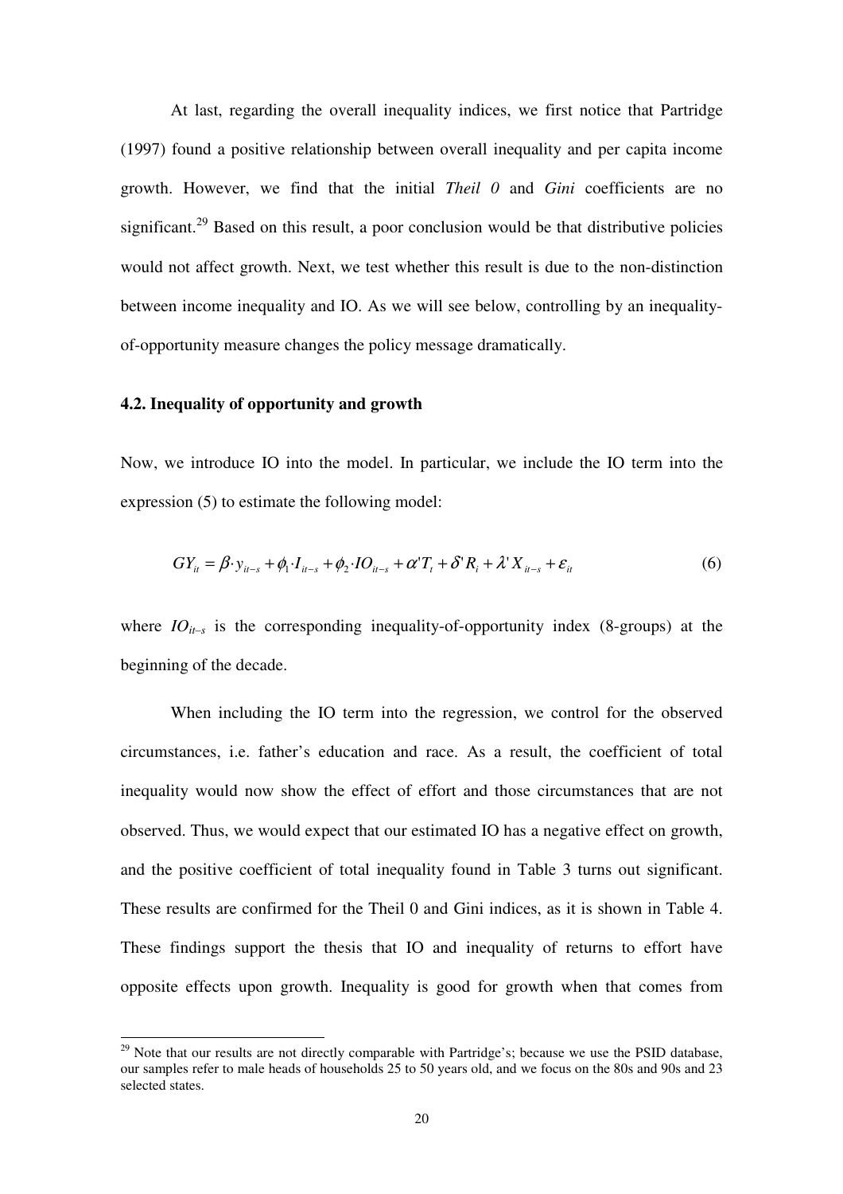At last, regarding the overall inequality indices, we first notice that Partridge (1997) found a positive relationship between overall inequality and per capita income growth. However, we find that the initial *Theil 0* and *Gini* coefficients are no significant.[29] Based on this result, a poor conclusion would be that distributive policies would not affect growth. Next, we test whether this result is due to the non-distinction between income inequality and IO. As we will see below, controlling by an inequality-of-opportunity measure changes the policy message dramatically.

### 4.2. Inequality of opportunity and growth

Now, we introduce IO into the model. In particular, we include the IO term into the expression (5) to estimate the following model:

$$GY_{it} = \beta \cdot y_{it-s} + \phi_1 \cdot I_{it-s} + \phi_2 \cdot IO_{it-s} + \alpha' T_t + \delta' R_i + \lambda' X_{it-s} + \varepsilon_{it} \tag{6}$$

where $IO_{it-s}$ is the corresponding inequality-of-opportunity index (8-groups) at the beginning of the decade.

When including the IO term into the regression, we control for the observed circumstances, i.e. father's education and race. As a result, the coefficient of total inequality would now show the effect of effort and those circumstances that are not observed. Thus, we would expect that our estimated IO has a negative effect on growth, and the positive coefficient of total inequality found in Table 3 turns out significant. These results are confirmed for the Theil 0 and Gini indices, as it is shown in Table 4. These findings support the thesis that IO and inequality of returns to effort have opposite effects upon growth. Inequality is good for growth when that comes from

[29] Note that our results are not directly comparable with Partridge's; because we use the PSID database, our samples refer to male heads of households 25 to 50 years old, and we focus on the 80s and 90s and 23 selected states.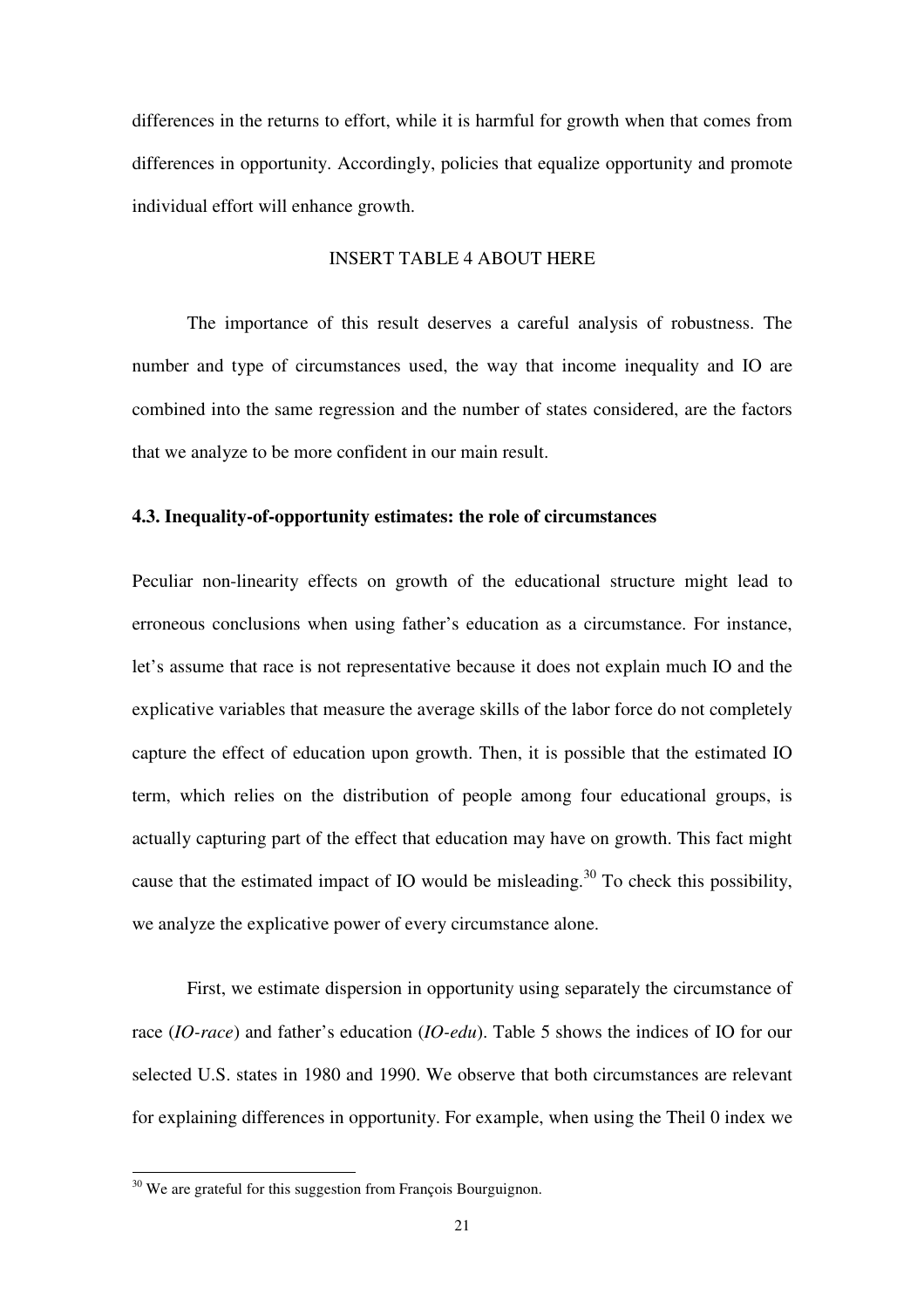differences in the returns to effort, while it is harmful for growth when that comes from differences in opportunity. Accordingly, policies that equalize opportunity and promote individual effort will enhance growth.

INSERT TABLE 4 ABOUT HERE

The importance of this result deserves a careful analysis of robustness. The number and type of circumstances used, the way that income inequality and IO are combined into the same regression and the number of states considered, are the factors that we analyze to be more confident in our main result.

### 4.3. Inequality-of-opportunity estimates: the role of circumstances

Peculiar non-linearity effects on growth of the educational structure might lead to erroneous conclusions when using father's education as a circumstance. For instance, let's assume that race is not representative because it does not explain much IO and the explicative variables that measure the average skills of the labor force do not completely capture the effect of education upon growth. Then, it is possible that the estimated IO term, which relies on the distribution of people among four educational groups, is actually capturing part of the effect that education may have on growth. This fact might cause that the estimated impact of IO would be misleading.[30] To check this possibility, we analyze the explicative power of every circumstance alone.

First, we estimate dispersion in opportunity using separately the circumstance of race (*IO-race*) and father's education (*IO-edu*). Table 5 shows the indices of IO for our selected U.S. states in 1980 and 1990. We observe that both circumstances are relevant for explaining differences in opportunity. For example, when using the Theil 0 index we

[30] We are grateful for this suggestion from François Bourguignon.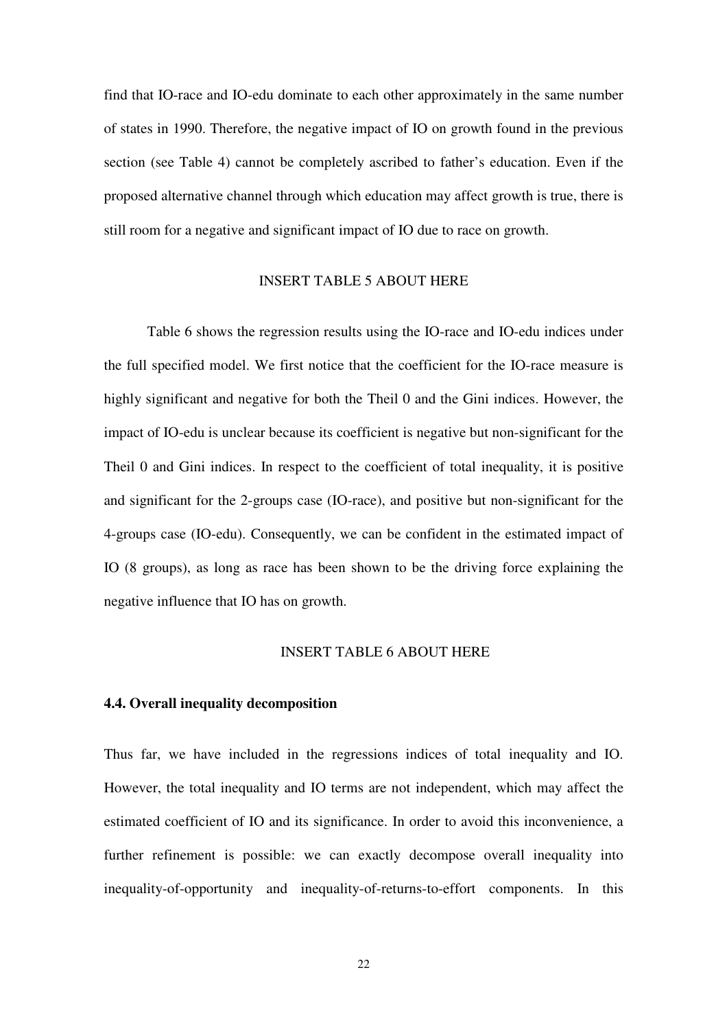find that IO-race and IO-edu dominate to each other approximately in the same number of states in 1990. Therefore, the negative impact of IO on growth found in the previous section (see Table 4) cannot be completely ascribed to father's education. Even if the proposed alternative channel through which education may affect growth is true, there is still room for a negative and significant impact of IO due to race on growth.

INSERT TABLE 5 ABOUT HERE

Table 6 shows the regression results using the IO-race and IO-edu indices under the full specified model. We first notice that the coefficient for the IO-race measure is highly significant and negative for both the Theil 0 and the Gini indices. However, the impact of IO-edu is unclear because its coefficient is negative but non-significant for the Theil 0 and Gini indices. In respect to the coefficient of total inequality, it is positive and significant for the 2-groups case (IO-race), and positive but non-significant for the 4-groups case (IO-edu). Consequently, we can be confident in the estimated impact of IO (8 groups), as long as race has been shown to be the driving force explaining the negative influence that IO has on growth.

INSERT TABLE 6 ABOUT HERE

### 4.4. Overall inequality decomposition

Thus far, we have included in the regressions indices of total inequality and IO. However, the total inequality and IO terms are not independent, which may affect the estimated coefficient of IO and its significance. In order to avoid this inconvenience, a further refinement is possible: we can exactly decompose overall inequality into inequality-of-opportunity and inequality-of-returns-to-effort components. In this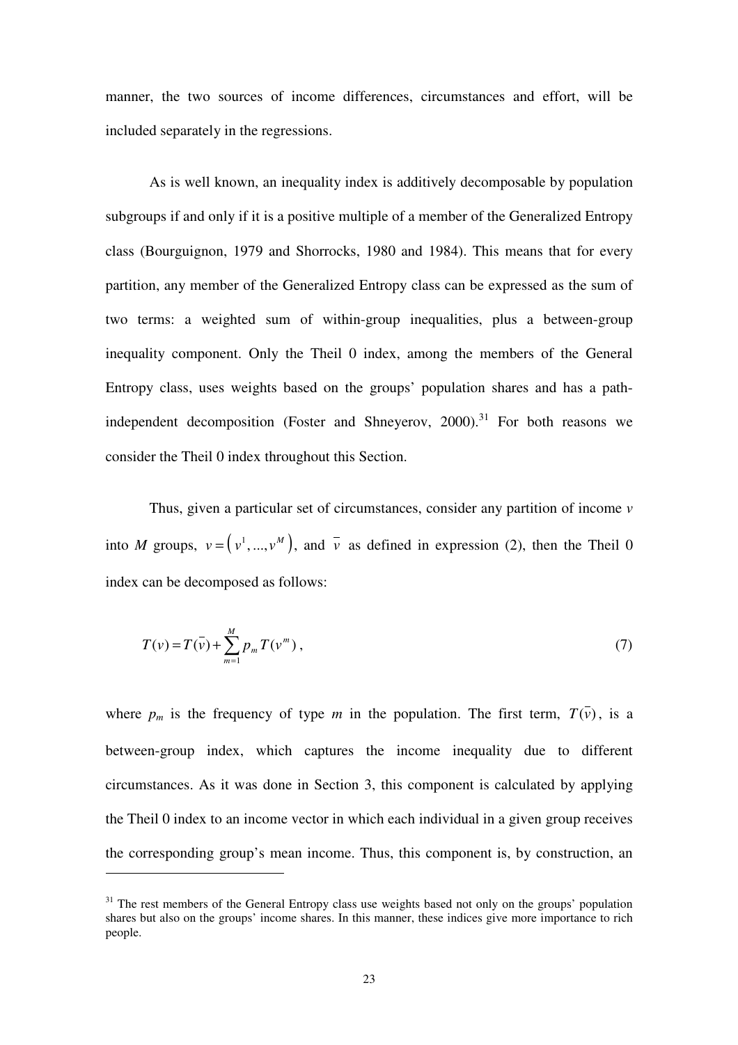manner, the two sources of income differences, circumstances and effort, will be included separately in the regressions.

As is well known, an inequality index is additively decomposable by population subgroups if and only if it is a positive multiple of a member of the Generalized Entropy class (Bourguignon, 1979 and Shorrocks, 1980 and 1984). This means that for every partition, any member of the Generalized Entropy class can be expressed as the sum of two terms: a weighted sum of within-group inequalities, plus a between-group inequality component. Only the Theil 0 index, among the members of the General Entropy class, uses weights based on the groups' population shares and has a path-independent decomposition (Foster and Shneyerov, 2000).[31] For both reasons we consider the Theil 0 index throughout this Section.

Thus, given a particular set of circumstances, consider any partition of income $v$ into $M$ groups, $v = \left(v^1, ..., v^M\right)$, and $\bar{v}$ as defined in expression (2), then the Theil 0 index can be decomposed as follows:

$$T(v) = T(\bar{v}) + \sum_{m=1}^{M} p_m T(v^m)\,, \tag{7}$$

where $p_m$ is the frequency of type $m$ in the population. The first term, $T(\bar{v})$, is a between-group index, which captures the income inequality due to different circumstances. As it was done in Section 3, this component is calculated by applying the Theil 0 index to an income vector in which each individual in a given group receives the corresponding group's mean income. Thus, this component is, by construction, an

[31] The rest members of the General Entropy class use weights based not only on the groups' population shares but also on the groups' income shares. In this manner, these indices give more importance to rich people.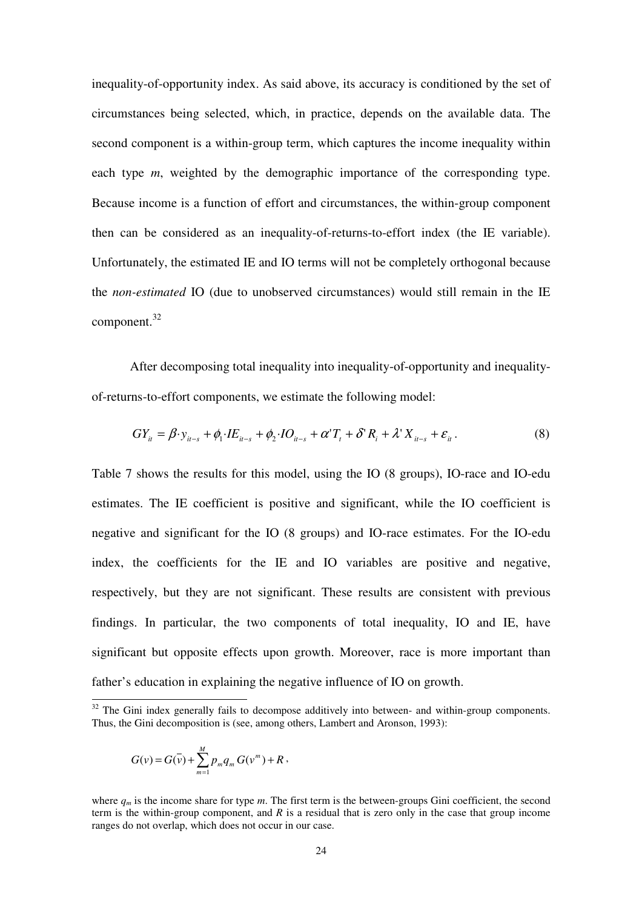inequality-of-opportunity index. As said above, its accuracy is conditioned by the set of circumstances being selected, which, in practice, depends on the available data. The second component is a within-group term, which captures the income inequality within each type $m$, weighted by the demographic importance of the corresponding type. Because income is a function of effort and circumstances, the within-group component then can be considered as an inequality-of-returns-to-effort index (the IE variable). Unfortunately, the estimated IE and IO terms will not be completely orthogonal because the *non-estimated* IO (due to unobserved circumstances) would still remain in the IE component.[32]

After decomposing total inequality into inequality-of-opportunity and inequality-of-returns-to-effort components, we estimate the following model:

$$GY_{it} = \beta \cdot y_{it-s} + \phi_1 \cdot IE_{it-s} + \phi_2 \cdot IO_{it-s} + \alpha' T_t + \delta' R_i + \lambda' X_{it-s} + \varepsilon_{it} \,. \tag{8}$$

Table 7 shows the results for this model, using the IO (8 groups), IO-race and IO-edu estimates. The IE coefficient is positive and significant, while the IO coefficient is negative and significant for the IO (8 groups) and IO-race estimates. For the IO-edu index, the coefficients for the IE and IO variables are positive and negative, respectively, but they are not significant. These results are consistent with previous findings. In particular, the two components of total inequality, IO and IE, have significant but opposite effects upon growth. Moreover, race is more important than father's education in explaining the negative influence of IO on growth.

[32] The Gini index generally fails to decompose additively into between- and within-group components. Thus, the Gini decomposition is (see, among others, Lambert and Aronson, 1993):

$$G(v) = G(\bar{v}) + \sum_{m=1}^{M} p_m q_m \, G(v^m) + R \,,$$

where $q_m$ is the income share for type $m$. The first term is the between-groups Gini coefficient, the second term is the within-group component, and $R$ is a residual that is zero only in the case that group income ranges do not overlap, which does not occur in our case.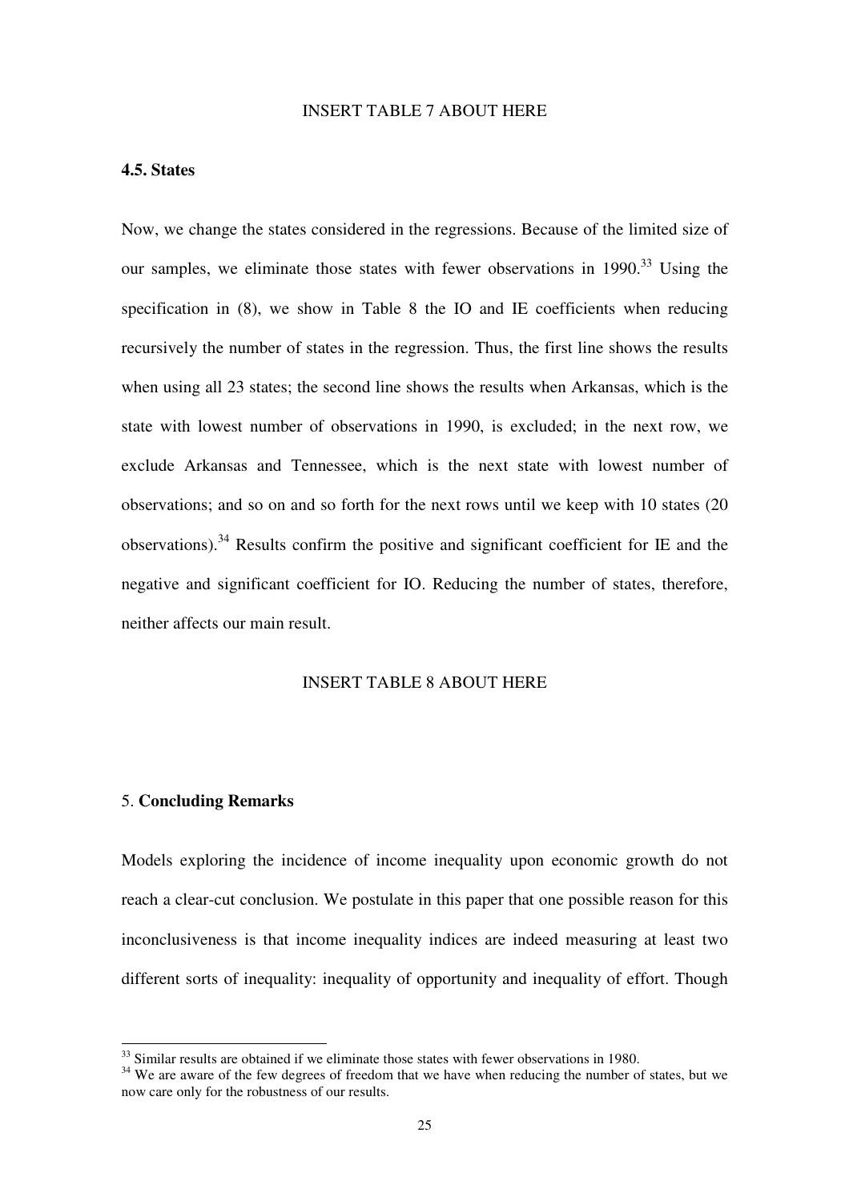INSERT TABLE 7 ABOUT HERE

### 4.5. States

Now, we change the states considered in the regressions. Because of the limited size of our samples, we eliminate those states with fewer observations in 1990.[33] Using the specification in (8), we show in Table 8 the IO and IE coefficients when reducing recursively the number of states in the regression. Thus, the first line shows the results when using all 23 states; the second line shows the results when Arkansas, which is the state with lowest number of observations in 1990, is excluded; in the next row, we exclude Arkansas and Tennessee, which is the next state with lowest number of observations; and so on and so forth for the next rows until we keep with 10 states (20 observations).[34] Results confirm the positive and significant coefficient for IE and the negative and significant coefficient for IO. Reducing the number of states, therefore, neither affects our main result.

INSERT TABLE 8 ABOUT HERE

## 5. **Concluding Remarks**

Models exploring the incidence of income inequality upon economic growth do not reach a clear-cut conclusion. We postulate in this paper that one possible reason for this inconclusiveness is that income inequality indices are indeed measuring at least two different sorts of inequality: inequality of opportunity and inequality of effort. Though

---

[33] Similar results are obtained if we eliminate those states with fewer observations in 1980.

[34] We are aware of the few degrees of freedom that we have when reducing the number of states, but we now care only for the robustness of our results.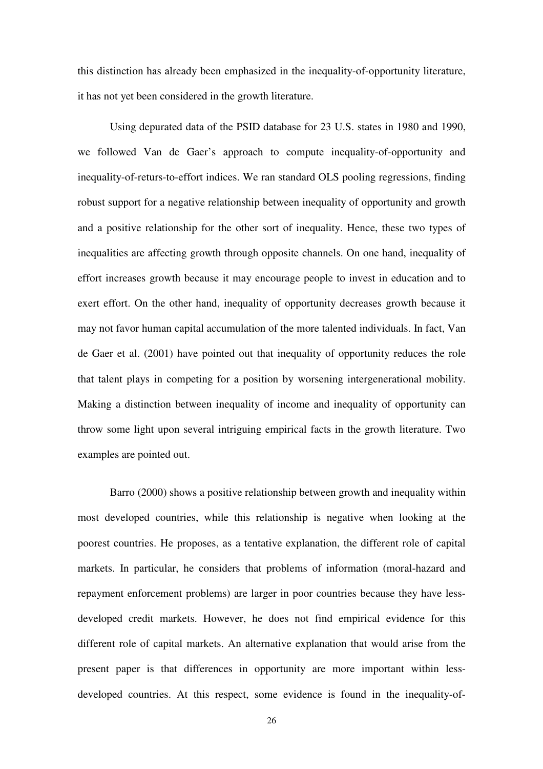this distinction has already been emphasized in the inequality-of-opportunity literature, it has not yet been considered in the growth literature.

Using depurated data of the PSID database for 23 U.S. states in 1980 and 1990, we followed Van de Gaer's approach to compute inequality-of-opportunity and inequality-of-returs-to-effort indices. We ran standard OLS pooling regressions, finding robust support for a negative relationship between inequality of opportunity and growth and a positive relationship for the other sort of inequality. Hence, these two types of inequalities are affecting growth through opposite channels. On one hand, inequality of effort increases growth because it may encourage people to invest in education and to exert effort. On the other hand, inequality of opportunity decreases growth because it may not favor human capital accumulation of the more talented individuals. In fact, Van de Gaer et al. (2001) have pointed out that inequality of opportunity reduces the role that talent plays in competing for a position by worsening intergenerational mobility. Making a distinction between inequality of income and inequality of opportunity can throw some light upon several intriguing empirical facts in the growth literature. Two examples are pointed out.

Barro (2000) shows a positive relationship between growth and inequality within most developed countries, while this relationship is negative when looking at the poorest countries. He proposes, as a tentative explanation, the different role of capital markets. In particular, he considers that problems of information (moral-hazard and repayment enforcement problems) are larger in poor countries because they have less-developed credit markets. However, he does not find empirical evidence for this different role of capital markets. An alternative explanation that would arise from the present paper is that differences in opportunity are more important within less-developed countries. At this respect, some evidence is found in the inequality-of-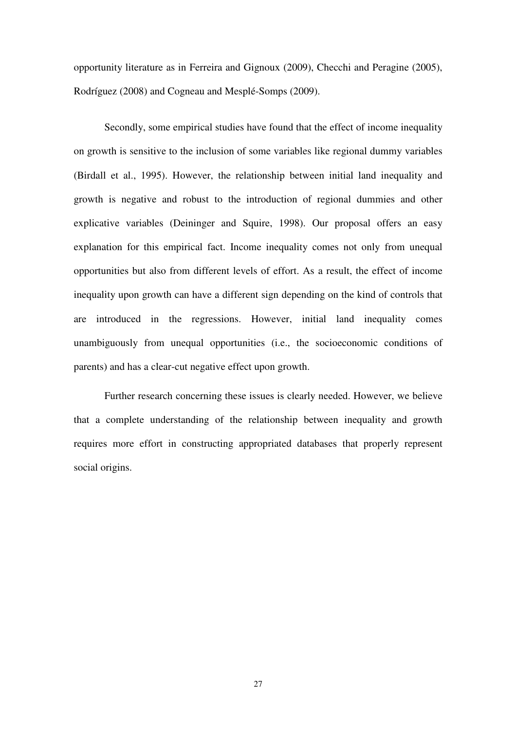opportunity literature as in Ferreira and Gignoux (2009), Checchi and Peragine (2005), Rodríguez (2008) and Cogneau and Mesplé-Somps (2009).

Secondly, some empirical studies have found that the effect of income inequality on growth is sensitive to the inclusion of some variables like regional dummy variables (Birdall et al., 1995). However, the relationship between initial land inequality and growth is negative and robust to the introduction of regional dummies and other explicative variables (Deininger and Squire, 1998). Our proposal offers an easy explanation for this empirical fact. Income inequality comes not only from unequal opportunities but also from different levels of effort. As a result, the effect of income inequality upon growth can have a different sign depending on the kind of controls that are introduced in the regressions. However, initial land inequality comes unambiguously from unequal opportunities (i.e., the socioeconomic conditions of parents) and has a clear-cut negative effect upon growth.

Further research concerning these issues is clearly needed. However, we believe that a complete understanding of the relationship between inequality and growth requires more effort in constructing appropriated databases that properly represent social origins.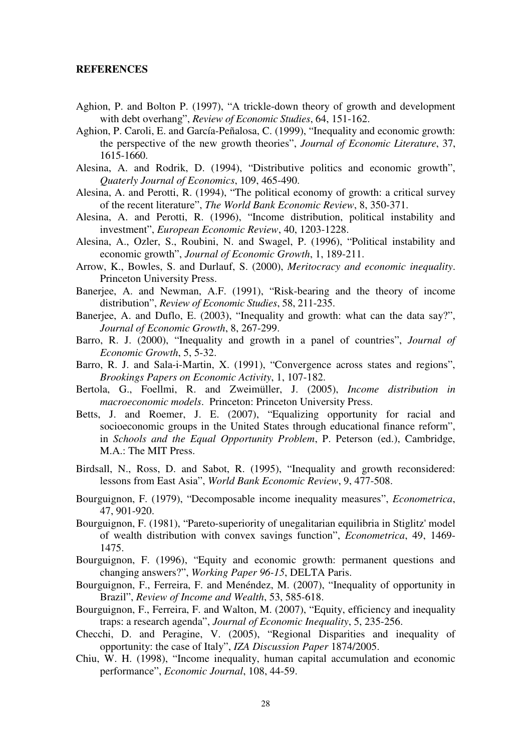**REFERENCES**

Aghion, P. and Bolton P. (1997), "A trickle-down theory of growth and development with debt overhang", *Review of Economic Studies*, 64, 151-162.

Aghion, P. Caroli, E. and García-Peñalosa, C. (1999), "Inequality and economic growth: the perspective of the new growth theories", *Journal of Economic Literature*, 37, 1615-1660.

Alesina, A. and Rodrik, D. (1994), "Distributive politics and economic growth", *Quaterly Journal of Economics*, 109, 465-490.

Alesina, A. and Perotti, R. (1994), "The political economy of growth: a critical survey of the recent literature", *The World Bank Economic Review*, 8, 350-371.

Alesina, A. and Perotti, R. (1996), "Income distribution, political instability and investment", *European Economic Review*, 40, 1203-1228.

Alesina, A., Ozler, S., Roubini, N. and Swagel, P. (1996), "Political instability and economic growth", *Journal of Economic Growth*, 1, 189-211.

Arrow, K., Bowles, S. and Durlauf, S. (2000), *Meritocracy and economic inequality*. Princeton University Press.

Banerjee, A. and Newman, A.F. (1991), "Risk-bearing and the theory of income distribution", *Review of Economic Studies*, 58, 211-235.

Banerjee, A. and Duflo, E. (2003), "Inequality and growth: what can the data say?", *Journal of Economic Growth*, 8, 267-299.

Barro, R. J. (2000), "Inequality and growth in a panel of countries", *Journal of Economic Growth*, 5, 5-32.

Barro, R. J. and Sala-i-Martin, X. (1991), "Convergence across states and regions", *Brookings Papers on Economic Activity*, 1, 107-182.

Bertola, G., Foellmi, R. and Zweimüller, J. (2005), *Income distribution in macroeconomic models*. Princeton: Princeton University Press.

Betts, J. and Roemer, J. E. (2007), "Equalizing opportunity for racial and socioeconomic groups in the United States through educational finance reform", in *Schools and the Equal Opportunity Problem*, P. Peterson (ed.), Cambridge, M.A.: The MIT Press.

Birdsall, N., Ross, D. and Sabot, R. (1995), "Inequality and growth reconsidered: lessons from East Asia", *World Bank Economic Review*, 9, 477-508.

Bourguignon, F. (1979), "Decomposable income inequality measures", *Econometrica*, 47, 901-920.

Bourguignon, F. (1981), "Pareto-superiority of unegalitarian equilibria in Stiglitz' model of wealth distribution with convex savings function", *Econometrica*, 49, 1469-1475.

Bourguignon, F. (1996), "Equity and economic growth: permanent questions and changing answers?", *Working Paper 96-15*, DELTA Paris.

Bourguignon, F., Ferreira, F. and Menéndez, M. (2007), "Inequality of opportunity in Brazil", *Review of Income and Wealth*, 53, 585-618.

Bourguignon, F., Ferreira, F. and Walton, M. (2007), "Equity, efficiency and inequality traps: a research agenda", *Journal of Economic Inequality*, 5, 235-256.

Checchi, D. and Peragine, V. (2005), "Regional Disparities and inequality of opportunity: the case of Italy", *IZA Discussion Paper* 1874/2005.

Chiu, W. H. (1998), "Income inequality, human capital accumulation and economic performance", *Economic Journal*, 108, 44-59.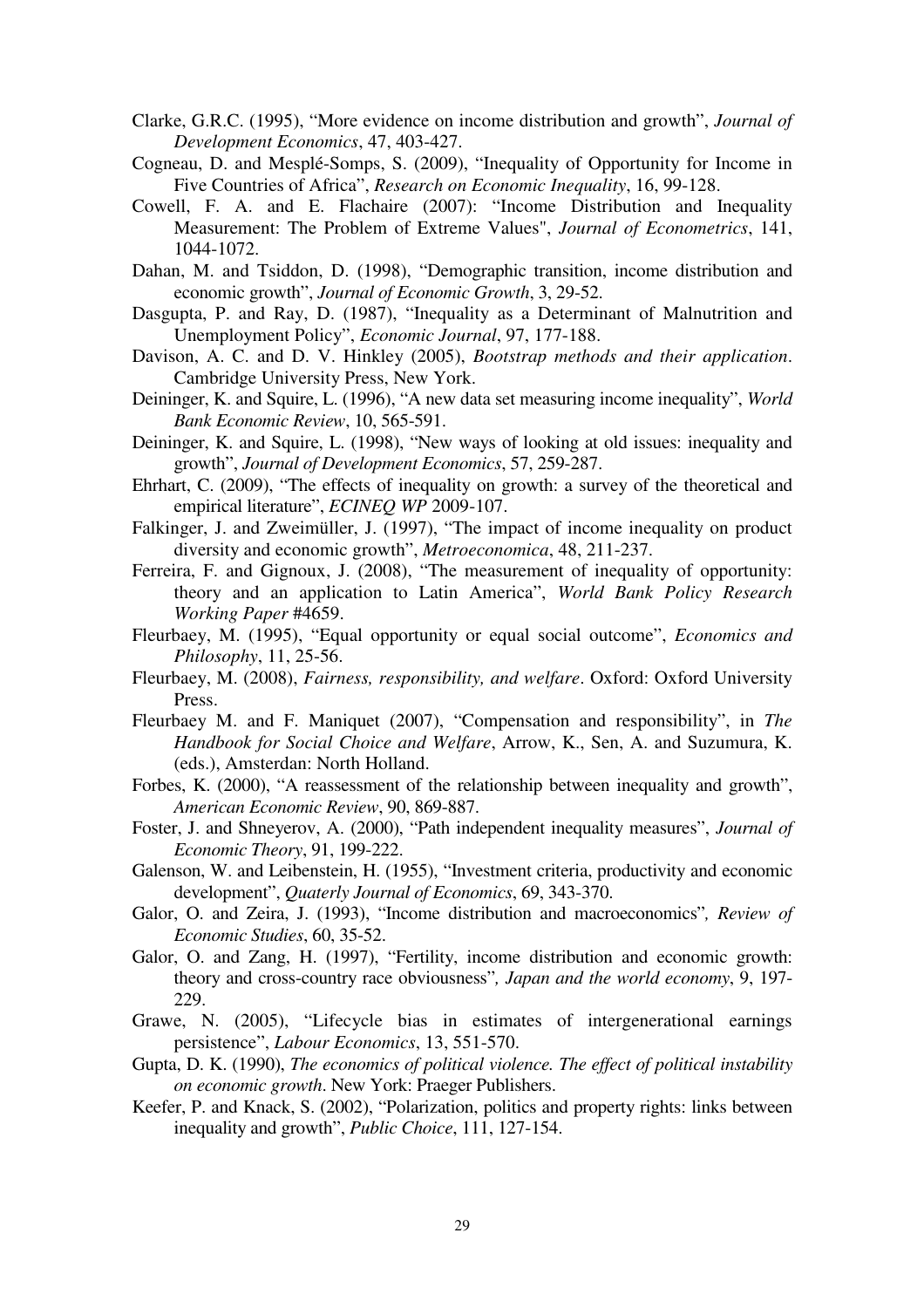Clarke, G.R.C. (1995), "More evidence on income distribution and growth", *Journal of Development Economics*, 47, 403-427.

Cogneau, D. and Mesplé-Somps, S. (2009), "Inequality of Opportunity for Income in Five Countries of Africa", *Research on Economic Inequality*, 16, 99-128.

Cowell, F. A. and E. Flachaire (2007): "Income Distribution and Inequality Measurement: The Problem of Extreme Values", *Journal of Econometrics*, 141, 1044-1072.

Dahan, M. and Tsiddon, D. (1998), "Demographic transition, income distribution and economic growth", *Journal of Economic Growth*, 3, 29-52.

Dasgupta, P. and Ray, D. (1987), "Inequality as a Determinant of Malnutrition and Unemployment Policy", *Economic Journal*, 97, 177-188.

Davison, A. C. and D. V. Hinkley (2005), *Bootstrap methods and their application*. Cambridge University Press, New York.

Deininger, K. and Squire, L. (1996), "A new data set measuring income inequality", *World Bank Economic Review*, 10, 565-591.

Deininger, K. and Squire, L. (1998), "New ways of looking at old issues: inequality and growth", *Journal of Development Economics*, 57, 259-287.

Ehrhart, C. (2009), "The effects of inequality on growth: a survey of the theoretical and empirical literature", *ECINEQ WP* 2009-107.

Falkinger, J. and Zweimüller, J. (1997), "The impact of income inequality on product diversity and economic growth", *Metroeconomica*, 48, 211-237.

Ferreira, F. and Gignoux, J. (2008), "The measurement of inequality of opportunity: theory and an application to Latin America", *World Bank Policy Research Working Paper* #4659.

Fleurbaey, M. (1995), "Equal opportunity or equal social outcome", *Economics and Philosophy*, 11, 25-56.

Fleurbaey, M. (2008), *Fairness, responsibility, and welfare*. Oxford: Oxford University Press.

Fleurbaey M. and F. Maniquet (2007), "Compensation and responsibility", in *The Handbook for Social Choice and Welfare*, Arrow, K., Sen, A. and Suzumura, K. (eds.), Amsterdan: North Holland.

Forbes, K. (2000), "A reassessment of the relationship between inequality and growth", *American Economic Review*, 90, 869-887.

Foster, J. and Shneyerov, A. (2000), "Path independent inequality measures", *Journal of Economic Theory*, 91, 199-222.

Galenson, W. and Leibenstein, H. (1955), "Investment criteria, productivity and economic development", *Quaterly Journal of Economics*, 69, 343-370.

Galor, O. and Zeira, J. (1993), "Income distribution and macroeconomics"*, Review of Economic Studies*, 60, 35-52.

Galor, O. and Zang, H. (1997), "Fertility, income distribution and economic growth: theory and cross-country race obviousness"*, Japan and the world economy*, 9, 197-229.

Grawe, N. (2005), "Lifecycle bias in estimates of intergenerational earnings persistence", *Labour Economics*, 13, 551-570.

Gupta, D. K. (1990), *The economics of political violence. The effect of political instability on economic growth*. New York: Praeger Publishers.

Keefer, P. and Knack, S. (2002), "Polarization, politics and property rights: links between inequality and growth", *Public Choice*, 111, 127-154.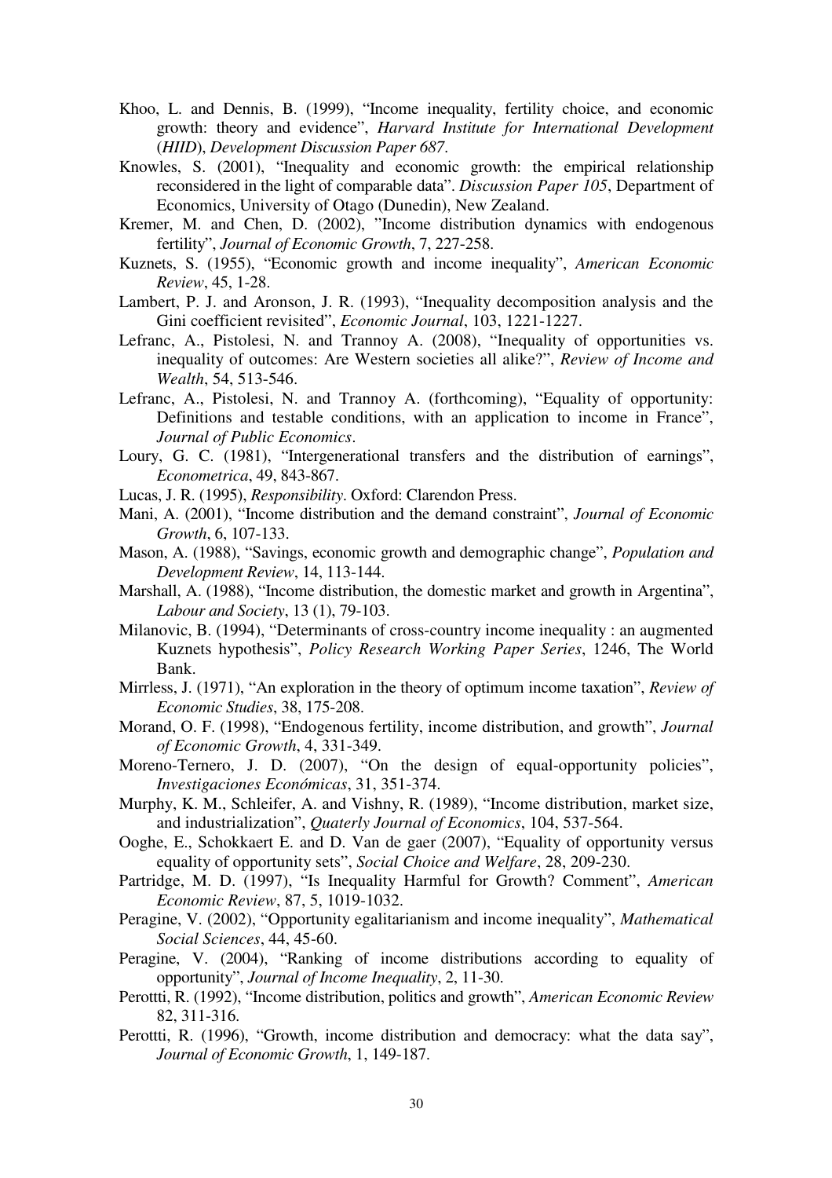Khoo, L. and Dennis, B. (1999), "Income inequality, fertility choice, and economic growth: theory and evidence", *Harvard Institute for International Development* (*HIID*), *Development Discussion Paper 687*.

Knowles, S. (2001), "Inequality and economic growth: the empirical relationship reconsidered in the light of comparable data". *Discussion Paper 105*, Department of Economics, University of Otago (Dunedin), New Zealand.

Kremer, M. and Chen, D. (2002), "Income distribution dynamics with endogenous fertility", *Journal of Economic Growth*, 7, 227-258.

Kuznets, S. (1955), "Economic growth and income inequality", *American Economic Review*, 45, 1-28.

Lambert, P. J. and Aronson, J. R. (1993), "Inequality decomposition analysis and the Gini coefficient revisited", *Economic Journal*, 103, 1221-1227.

Lefranc, A., Pistolesi, N. and Trannoy A. (2008), "Inequality of opportunities vs. inequality of outcomes: Are Western societies all alike?", *Review of Income and Wealth*, 54, 513-546.

Lefranc, A., Pistolesi, N. and Trannoy A. (forthcoming), "Equality of opportunity: Definitions and testable conditions, with an application to income in France", *Journal of Public Economics*.

Loury, G. C. (1981), "Intergenerational transfers and the distribution of earnings", *Econometrica*, 49, 843-867.

Lucas, J. R. (1995), *Responsibility*. Oxford: Clarendon Press.

Mani, A. (2001), "Income distribution and the demand constraint", *Journal of Economic Growth*, 6, 107-133.

Mason, A. (1988), "Savings, economic growth and demographic change", *Population and Development Review*, 14, 113-144.

Marshall, A. (1988), "Income distribution, the domestic market and growth in Argentina", *Labour and Society*, 13 (1), 79-103.

Milanovic, B. (1994), "Determinants of cross-country income inequality : an augmented Kuznets hypothesis", *Policy Research Working Paper Series*, 1246, The World Bank.

Mirrless, J. (1971), "An exploration in the theory of optimum income taxation", *Review of Economic Studies*, 38, 175-208.

Morand, O. F. (1998), "Endogenous fertility, income distribution, and growth", *Journal of Economic Growth*, 4, 331-349.

Moreno-Ternero, J. D. (2007), "On the design of equal-opportunity policies", *Investigaciones Económicas*, 31, 351-374.

Murphy, K. M., Schleifer, A. and Vishny, R. (1989), "Income distribution, market size, and industrialization", *Quaterly Journal of Economics*, 104, 537-564.

Ooghe, E., Schokkaert E. and D. Van de gaer (2007), "Equality of opportunity versus equality of opportunity sets", *Social Choice and Welfare*, 28, 209-230.

Partridge, M. D. (1997), "Is Inequality Harmful for Growth? Comment", *American Economic Review*, 87, 5, 1019-1032.

Peragine, V. (2002), "Opportunity egalitarianism and income inequality", *Mathematical Social Sciences*, 44, 45-60.

Peragine, V. (2004), "Ranking of income distributions according to equality of opportunity", *Journal of Income Inequality*, 2, 11-30.

Perottti, R. (1992), "Income distribution, politics and growth", *American Economic Review* 82, 311-316.

Perottti, R. (1996), "Growth, income distribution and democracy: what the data say", *Journal of Economic Growth*, 1, 149-187.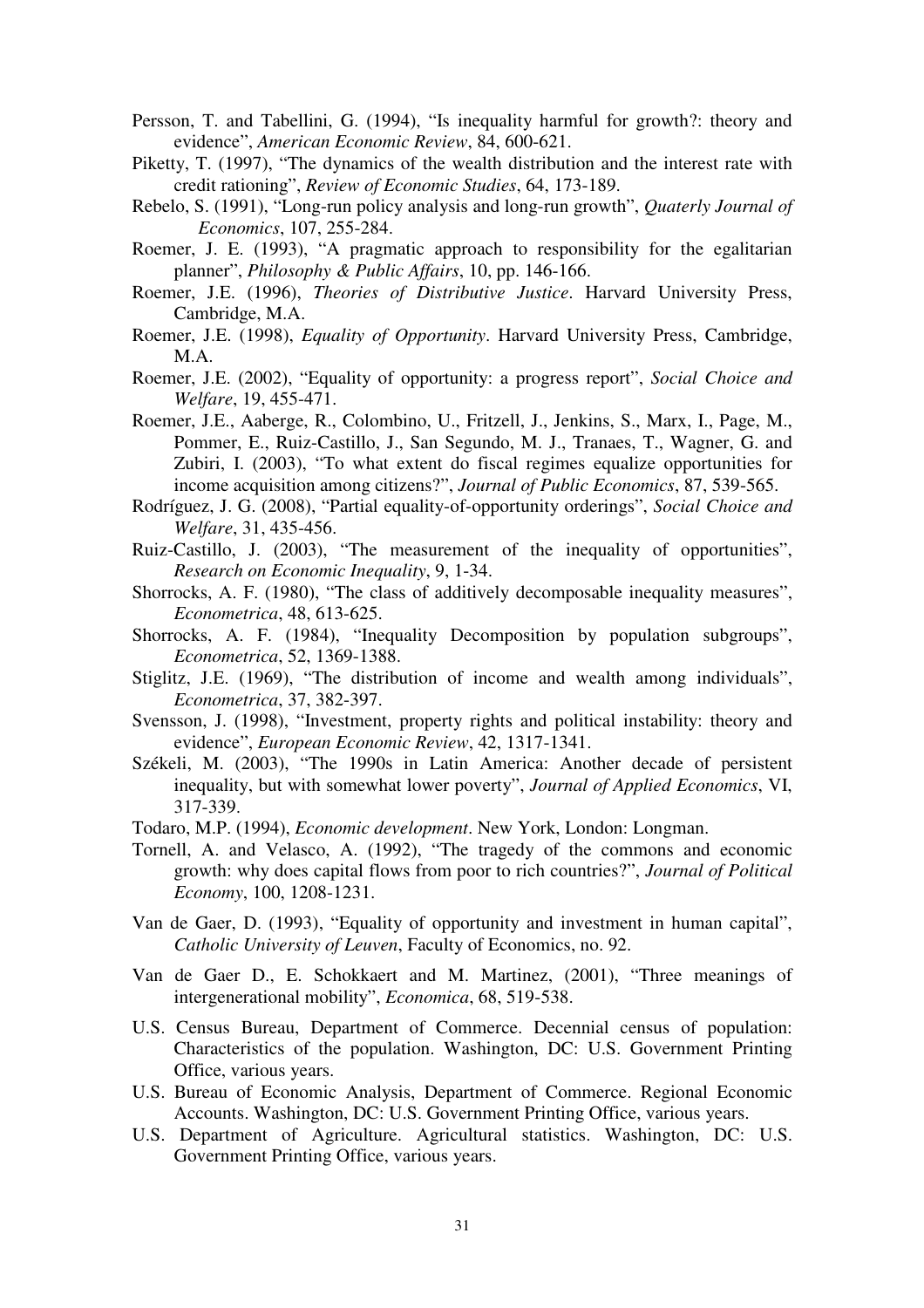Persson, T. and Tabellini, G. (1994), "Is inequality harmful for growth?: theory and evidence", *American Economic Review*, 84, 600-621.

Piketty, T. (1997), "The dynamics of the wealth distribution and the interest rate with credit rationing", *Review of Economic Studies*, 64, 173-189.

Rebelo, S. (1991), "Long-run policy analysis and long-run growth", *Quaterly Journal of Economics*, 107, 255-284.

Roemer, J. E. (1993), "A pragmatic approach to responsibility for the egalitarian planner", *Philosophy & Public Affairs*, 10, pp. 146-166.

Roemer, J.E. (1996), *Theories of Distributive Justice*. Harvard University Press, Cambridge, M.A.

Roemer, J.E. (1998), *Equality of Opportunity*. Harvard University Press, Cambridge, M.A.

Roemer, J.E. (2002), "Equality of opportunity: a progress report", *Social Choice and Welfare*, 19, 455-471.

Roemer, J.E., Aaberge, R., Colombino, U., Fritzell, J., Jenkins, S., Marx, I., Page, M., Pommer, E., Ruiz-Castillo, J., San Segundo, M. J., Tranaes, T., Wagner, G. and Zubiri, I. (2003), "To what extent do fiscal regimes equalize opportunities for income acquisition among citizens?", *Journal of Public Economics*, 87, 539-565.

Rodríguez, J. G. (2008), "Partial equality-of-opportunity orderings", *Social Choice and Welfare*, 31, 435-456.

Ruiz-Castillo, J. (2003), "The measurement of the inequality of opportunities", *Research on Economic Inequality*, 9, 1-34.

Shorrocks, A. F. (1980), "The class of additively decomposable inequality measures", *Econometrica*, 48, 613-625.

Shorrocks, A. F. (1984), "Inequality Decomposition by population subgroups", *Econometrica*, 52, 1369-1388.

Stiglitz, J.E. (1969), "The distribution of income and wealth among individuals", *Econometrica*, 37, 382-397.

Svensson, J. (1998), "Investment, property rights and political instability: theory and evidence", *European Economic Review*, 42, 1317-1341.

Székeli, M. (2003), "The 1990s in Latin America: Another decade of persistent inequality, but with somewhat lower poverty", *Journal of Applied Economics*, VI, 317-339.

Todaro, M.P. (1994), *Economic development*. New York, London: Longman.

Tornell, A. and Velasco, A. (1992), "The tragedy of the commons and economic growth: why does capital flows from poor to rich countries?", *Journal of Political Economy*, 100, 1208-1231.

Van de Gaer, D. (1993), "Equality of opportunity and investment in human capital", *Catholic University of Leuven*, Faculty of Economics, no. 92.

Van de Gaer D., E. Schokkaert and M. Martinez, (2001), "Three meanings of intergenerational mobility", *Economica*, 68, 519-538.

U.S. Census Bureau, Department of Commerce. Decennial census of population: Characteristics of the population. Washington, DC: U.S. Government Printing Office, various years.

U.S. Bureau of Economic Analysis, Department of Commerce. Regional Economic Accounts. Washington, DC: U.S. Government Printing Office, various years.

U.S. Department of Agriculture. Agricultural statistics. Washington, DC: U.S. Government Printing Office, various years.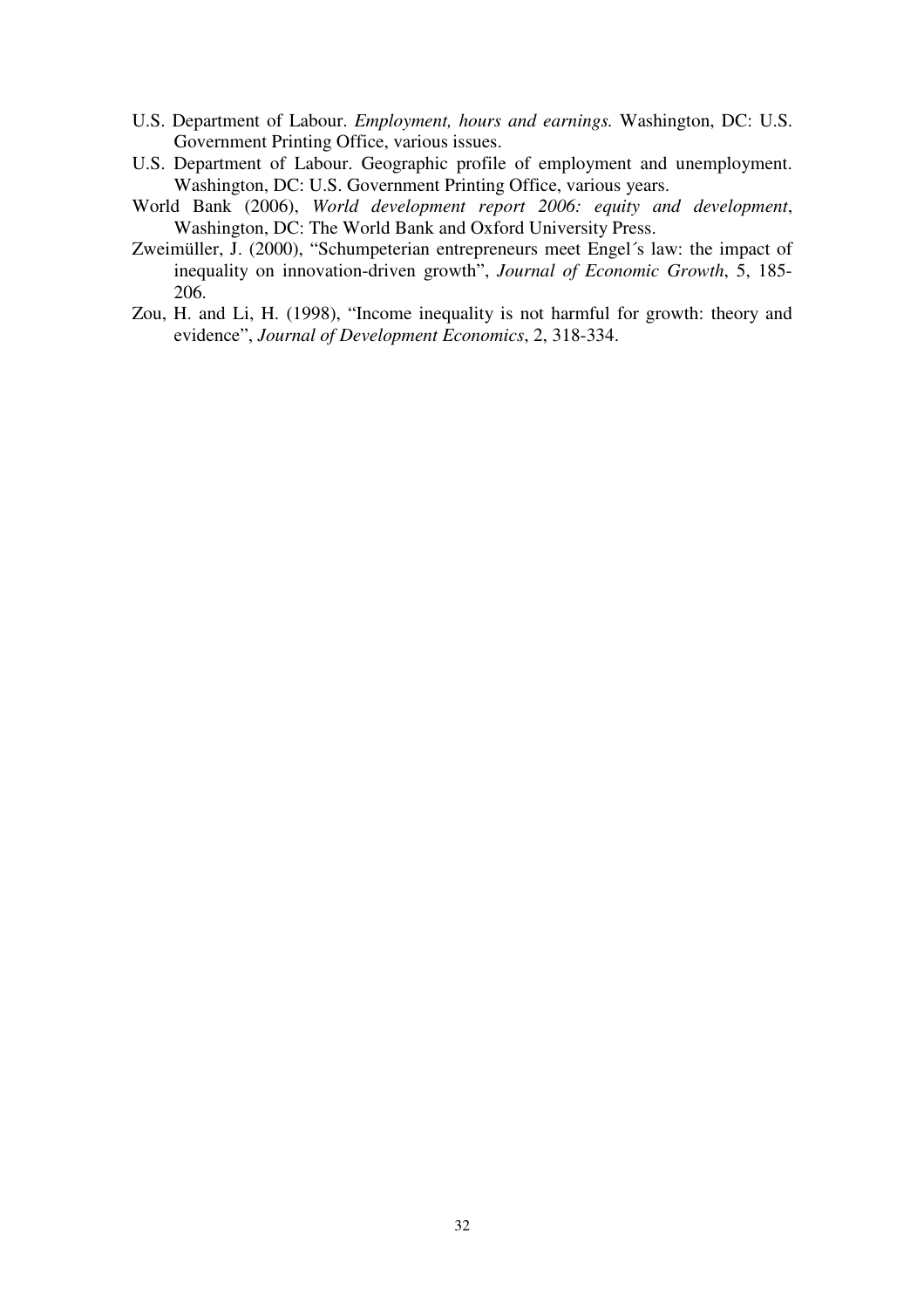U.S. Department of Labour. *Employment, hours and earnings.* Washington, DC: U.S. Government Printing Office, various issues.

U.S. Department of Labour. Geographic profile of employment and unemployment. Washington, DC: U.S. Government Printing Office, various years.

World Bank (2006), *World development report 2006: equity and development*, Washington, DC: The World Bank and Oxford University Press.

Zweimüller, J. (2000), "Schumpeterian entrepreneurs meet Engel´s law: the impact of inequality on innovation-driven growth", *Journal of Economic Growth*, 5, 185-206.

Zou, H. and Li, H. (1998), "Income inequality is not harmful for growth: theory and evidence", *Journal of Development Economics*, 2, 318-334.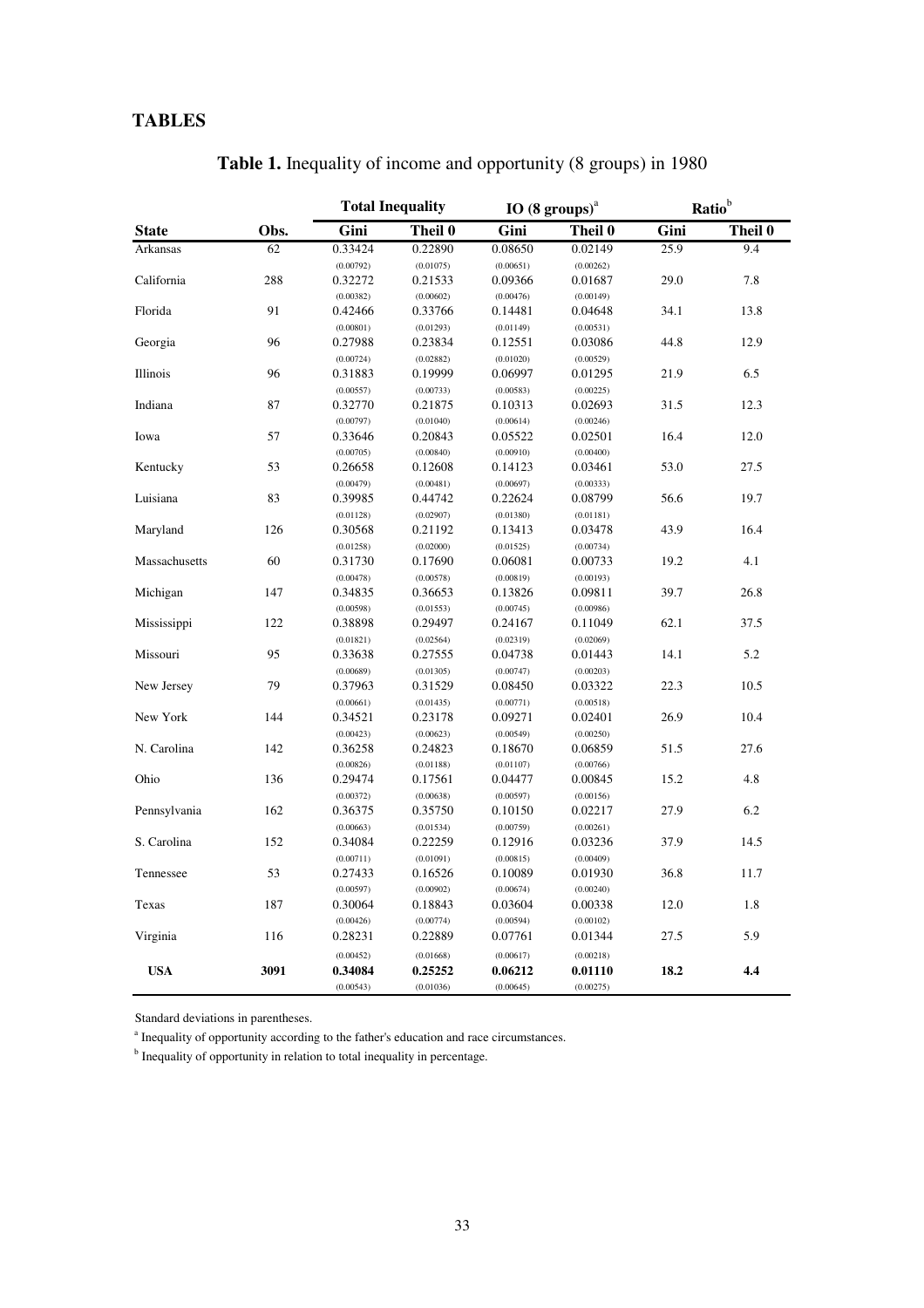## TABLES

**Table 1.** Inequality of income and opportunity (8 groups) in 1980

| | | Total Inequality | | IO (8 groups)[a] | | Ratio[b] | |
|---|---|---|---|---|---|---|---|
| **State** | **Obs.** | **Gini** | **Theil 0** | **Gini** | **Theil 0** | **Gini** | **Theil 0** |
| Arkansas | 62 | 0.33424 | 0.22890 | 0.08650 | 0.02149 | 25.9 | 9.4 |
| | | (0.00792) | (0.01075) | (0.00651) | (0.00262) | | |
| California | 288 | 0.32272 | 0.21533 | 0.09366 | 0.01687 | 29.0 | 7.8 |
| | | (0.00382) | (0.00602) | (0.00476) | (0.00149) | | |
| Florida | 91 | 0.42466 | 0.33766 | 0.14481 | 0.04648 | 34.1 | 13.8 |
| | | (0.00801) | (0.01293) | (0.01149) | (0.00531) | | |
| Georgia | 96 | 0.27988 | 0.23834 | 0.12551 | 0.03086 | 44.8 | 12.9 |
| | | (0.00724) | (0.02882) | (0.01020) | (0.00529) | | |
| Illinois | 96 | 0.31883 | 0.19999 | 0.06997 | 0.01295 | 21.9 | 6.5 |
| | | (0.00557) | (0.00733) | (0.00583) | (0.00225) | | |
| Indiana | 87 | 0.32770 | 0.21875 | 0.10313 | 0.02693 | 31.5 | 12.3 |
| | | (0.00797) | (0.01040) | (0.00614) | (0.00246) | | |
| Iowa | 57 | 0.33646 | 0.20843 | 0.05522 | 0.02501 | 16.4 | 12.0 |
| | | (0.00705) | (0.00840) | (0.00910) | (0.00400) | | |
| Kentucky | 53 | 0.26658 | 0.12608 | 0.14123 | 0.03461 | 53.0 | 27.5 |
| | | (0.00479) | (0.00481) | (0.00697) | (0.00333) | | |
| Luisiana | 83 | 0.39985 | 0.44742 | 0.22624 | 0.08799 | 56.6 | 19.7 |
| | | (0.01128) | (0.02907) | (0.01380) | (0.01181) | | |
| Maryland | 126 | 0.30568 | 0.21192 | 0.13413 | 0.03478 | 43.9 | 16.4 |
| | | (0.01258) | (0.02000) | (0.01525) | (0.00734) | | |
| Massachusetts | 60 | 0.31730 | 0.17690 | 0.06081 | 0.00733 | 19.2 | 4.1 |
| | | (0.00478) | (0.00578) | (0.00819) | (0.00193) | | |
| Michigan | 147 | 0.34835 | 0.36653 | 0.13826 | 0.09811 | 39.7 | 26.8 |
| | | (0.00598) | (0.01553) | (0.00745) | (0.00986) | | |
| Mississippi | 122 | 0.38898 | 0.29497 | 0.24167 | 0.11049 | 62.1 | 37.5 |
| | | (0.01821) | (0.02564) | (0.02319) | (0.02069) | | |
| Missouri | 95 | 0.33638 | 0.27555 | 0.04738 | 0.01443 | 14.1 | 5.2 |
| | | (0.00689) | (0.01305) | (0.00747) | (0.00203) | | |
| New Jersey | 79 | 0.37963 | 0.31529 | 0.08450 | 0.03322 | 22.3 | 10.5 |
| | | (0.00661) | (0.01435) | (0.00771) | (0.00518) | | |
| New York | 144 | 0.34521 | 0.23178 | 0.09271 | 0.02401 | 26.9 | 10.4 |
| | | (0.00423) | (0.00623) | (0.00549) | (0.00250) | | |
| N. Carolina | 142 | 0.36258 | 0.24823 | 0.18670 | 0.06859 | 51.5 | 27.6 |
| | | (0.00826) | (0.01188) | (0.01107) | (0.00766) | | |
| Ohio | 136 | 0.29474 | 0.17561 | 0.04477 | 0.00845 | 15.2 | 4.8 |
| | | (0.00372) | (0.00638) | (0.00597) | (0.00156) | | |
| Pennsylvania | 162 | 0.36375 | 0.35750 | 0.10150 | 0.02217 | 27.9 | 6.2 |
| | | (0.00663) | (0.01534) | (0.00759) | (0.00261) | | |
| S. Carolina | 152 | 0.34084 | 0.22259 | 0.12916 | 0.03236 | 37.9 | 14.5 |
| | | (0.00711) | (0.01091) | (0.00815) | (0.00409) | | |
| Tennessee | 53 | 0.27433 | 0.16526 | 0.10089 | 0.01930 | 36.8 | 11.7 |
| | | (0.00597) | (0.00902) | (0.00674) | (0.00240) | | |
| Texas | 187 | 0.30064 | 0.18843 | 0.03604 | 0.00338 | 12.0 | 1.8 |
| | | (0.00426) | (0.00774) | (0.00594) | (0.00102) | | |
| Virginia | 116 | 0.28231 | 0.22889 | 0.07761 | 0.01344 | 27.5 | 5.9 |
| | | (0.00452) | (0.01668) | (0.00617) | (0.00218) | | |
| **USA** | **3091** | **0.34084** | **0.25252** | **0.06212** | **0.01110** | **18.2** | **4.4** |
| | | (0.00543) | (0.01036) | (0.00645) | (0.00275) | | |

Standard deviations in parentheses.

[a] Inequality of opportunity according to the father's education and race circumstances.

[b] Inequality of opportunity in relation to total inequality in percentage.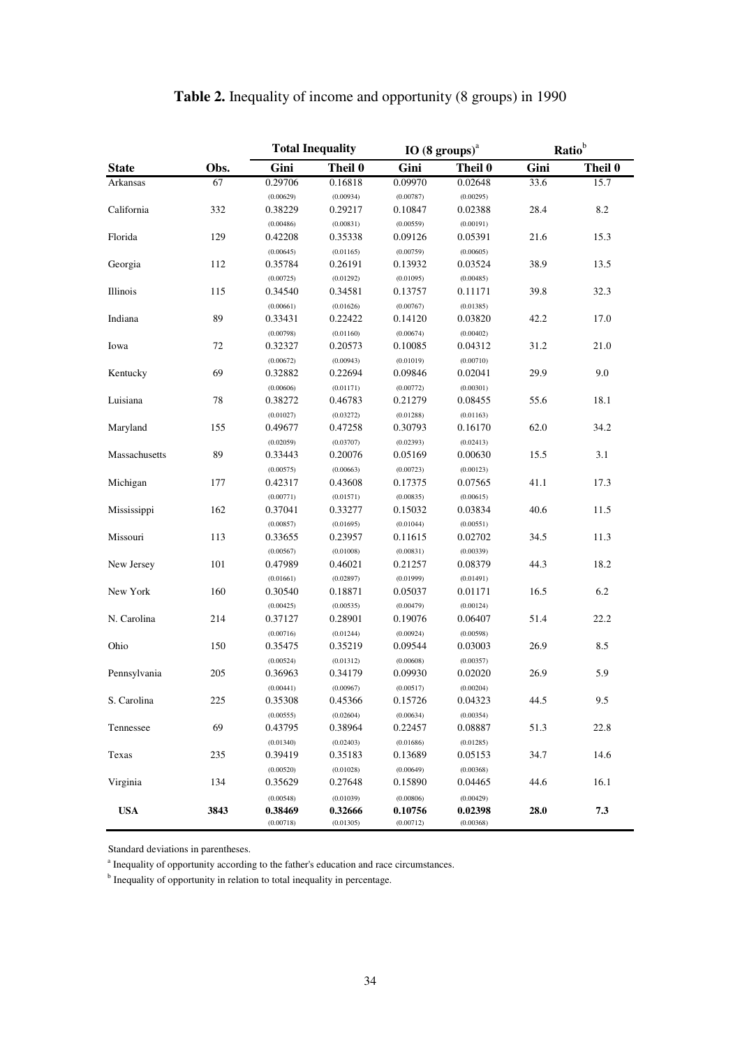**Table 2.** Inequality of income and opportunity (8 groups) in 1990

| | | Total Inequality | | IO (8 groups)[a] | | Ratio[b] | |
|---|---|---|---|---|---|---|---|
| **State** | **Obs.** | **Gini** | **Theil 0** | **Gini** | **Theil 0** | **Gini** | **Theil 0** |
| Arkansas | 67 | 0.29706 | 0.16818 | 0.09970 | 0.02648 | 33.6 | 15.7 |
| | | (0.00629) | (0.00934) | (0.00787) | (0.00295) | | |
| California | 332 | 0.38229 | 0.29217 | 0.10847 | 0.02388 | 28.4 | 8.2 |
| | | (0.00486) | (0.00831) | (0.00559) | (0.00191) | | |
| Florida | 129 | 0.42208 | 0.35338 | 0.09126 | 0.05391 | 21.6 | 15.3 |
| | | (0.00645) | (0.01165) | (0.00759) | (0.00605) | | |
| Georgia | 112 | 0.35784 | 0.26191 | 0.13932 | 0.03524 | 38.9 | 13.5 |
| | | (0.00725) | (0.01292) | (0.01095) | (0.00485) | | |
| Illinois | 115 | 0.34540 | 0.34581 | 0.13757 | 0.11171 | 39.8 | 32.3 |
| | | (0.00661) | (0.01626) | (0.00767) | (0.01385) | | |
| Indiana | 89 | 0.33431 | 0.22422 | 0.14120 | 0.03820 | 42.2 | 17.0 |
| | | (0.00798) | (0.01160) | (0.00674) | (0.00402) | | |
| Iowa | 72 | 0.32327 | 0.20573 | 0.10085 | 0.04312 | 31.2 | 21.0 |
| | | (0.00672) | (0.00943) | (0.01019) | (0.00710) | | |
| Kentucky | 69 | 0.32882 | 0.22694 | 0.09846 | 0.02041 | 29.9 | 9.0 |
| | | (0.00606) | (0.01171) | (0.00772) | (0.00301) | | |
| Luisiana | 78 | 0.38272 | 0.46783 | 0.21279 | 0.08455 | 55.6 | 18.1 |
| | | (0.01027) | (0.03272) | (0.01288) | (0.01163) | | |
| Maryland | 155 | 0.49677 | 0.47258 | 0.30793 | 0.16170 | 62.0 | 34.2 |
| | | (0.02059) | (0.03707) | (0.02393) | (0.02413) | | |
| Massachusetts | 89 | 0.33443 | 0.20076 | 0.05169 | 0.00630 | 15.5 | 3.1 |
| | | (0.00575) | (0.00663) | (0.00723) | (0.00123) | | |
| Michigan | 177 | 0.42317 | 0.43608 | 0.17375 | 0.07565 | 41.1 | 17.3 |
| | | (0.00771) | (0.01571) | (0.00835) | (0.00615) | | |
| Mississippi | 162 | 0.37041 | 0.33277 | 0.15032 | 0.03834 | 40.6 | 11.5 |
| | | (0.00857) | (0.01695) | (0.01044) | (0.00551) | | |
| Missouri | 113 | 0.33655 | 0.23957 | 0.11615 | 0.02702 | 34.5 | 11.3 |
| | | (0.00567) | (0.01008) | (0.00831) | (0.00339) | | |
| New Jersey | 101 | 0.47989 | 0.46021 | 0.21257 | 0.08379 | 44.3 | 18.2 |
| | | (0.01661) | (0.02897) | (0.01999) | (0.01491) | | |
| New York | 160 | 0.30540 | 0.18871 | 0.05037 | 0.01171 | 16.5 | 6.2 |
| | | (0.00425) | (0.00535) | (0.00479) | (0.00124) | | |
| N. Carolina | 214 | 0.37127 | 0.28901 | 0.19076 | 0.06407 | 51.4 | 22.2 |
| | | (0.00716) | (0.01244) | (0.00924) | (0.00598) | | |
| Ohio | 150 | 0.35475 | 0.35219 | 0.09544 | 0.03003 | 26.9 | 8.5 |
| | | (0.00524) | (0.01312) | (0.00608) | (0.00357) | | |
| Pennsylvania | 205 | 0.36963 | 0.34179 | 0.09930 | 0.02020 | 26.9 | 5.9 |
| | | (0.00441) | (0.00967) | (0.00517) | (0.00204) | | |
| S. Carolina | 225 | 0.35308 | 0.45366 | 0.15726 | 0.04323 | 44.5 | 9.5 |
| | | (0.00555) | (0.02604) | (0.00634) | (0.00354) | | |
| Tennessee | 69 | 0.43795 | 0.38964 | 0.22457 | 0.08887 | 51.3 | 22.8 |
| | | (0.01340) | (0.02403) | (0.01686) | (0.01285) | | |
| Texas | 235 | 0.39419 | 0.35183 | 0.13689 | 0.05153 | 34.7 | 14.6 |
| | | (0.00520) | (0.01028) | (0.00649) | (0.00368) | | |
| Virginia | 134 | 0.35629 | 0.27648 | 0.15890 | 0.04465 | 44.6 | 16.1 |
| | | (0.00548) | (0.01039) | (0.00806) | (0.00429) | | |
| **USA** | **3843** | **0.38469** | **0.32666** | **0.10756** | **0.02398** | **28.0** | **7.3** |
| | | (0.00718) | (0.01305) | (0.00712) | (0.00368) | | |

Standard deviations in parentheses.

[a] Inequality of opportunity according to the father's education and race circumstances.

[b] Inequality of opportunity in relation to total inequality in percentage.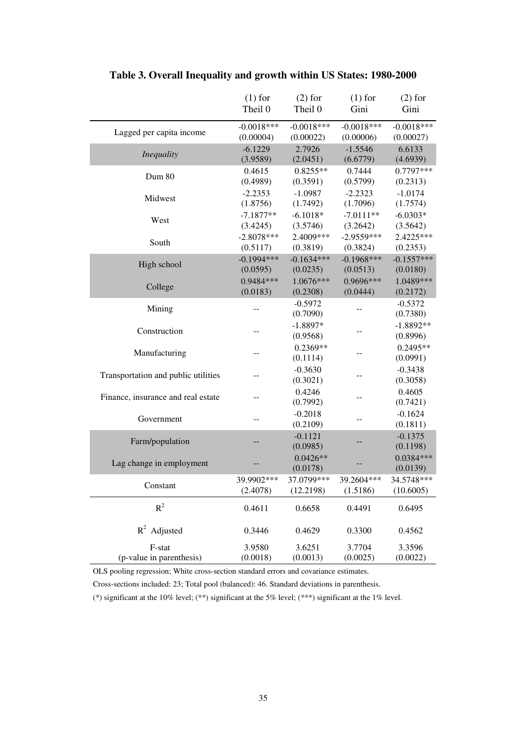**Table 3. Overall Inequality and growth within US States: 1980-2000**

| | (1) for Theil 0 | (2) for Theil 0 | (1) for Gini | (2) for Gini |
|---|---|---|---|---|
| Lagged per capita income | -0.0018***<br>(0.00004) | -0.0018***<br>(0.00022) | -0.0018***<br>(0.00006) | -0.0018***<br>(0.00027) |
| *Inequality* | -6.1229<br>(3.9589) | 2.7926<br>(2.0451) | -1.5546<br>(6.6779) | 6.6133<br>(4.6939) |
| Dum 80 | 0.4615<br>(0.4989) | 0.8255**<br>(0.3591) | 0.7444<br>(0.5799) | 0.7797***<br>(0.2313) |
| Midwest | -2.2353<br>(1.8756) | -1.0987<br>(1.7492) | -2.2323<br>(1.7096) | -1.0174<br>(1.7574) |
| West | -7.1877**<br>(3.4245) | -6.1018*<br>(3.5746) | -7.0111**<br>(3.2642) | -6.0303*<br>(3.5642) |
| South | -2.8078***<br>(0.5117) | 2.4009***<br>(0.3819) | -2.9559***<br>(0.3824) | 2.4225***<br>(0.2353) |
| High school | -0.1994***<br>(0.0595) | -0.1634***<br>(0.0235) | -0.1968***<br>(0.0513) | -0.1557***<br>(0.0180) |
| College | 0.9484***<br>(0.0183) | 1.0676***<br>(0.2308) | 0.9696***<br>(0.0444) | 1.0489***<br>(0.2172) |
| Mining | -- | -0.5972<br>(0.7090) | -- | -0.5372<br>(0.7380) |
| Construction | -- | -1.8897*<br>(0.9568) | -- | -1.8892**<br>(0.8996) |
| Manufacturing | -- | 0.2369**<br>(0.1114) | -- | 0.2495**<br>(0.0991) |
| Transportation and public utilities | -- | -0.3630<br>(0.3021) | -- | -0.3438<br>(0.3058) |
| Finance, insurance and real estate | -- | 0.4246<br>(0.7992) | -- | 0.4605<br>(0.7421) |
| Government | -- | -0.2018<br>(0.2109) | -- | -0.1624<br>(0.1811) |
| Farm/population | -- | -0.1121<br>(0.0985) | -- | -0.1375<br>(0.1198) |
| Lag change in employment | -- | 0.0426**<br>(0.0178) | -- | 0.0384***<br>(0.0139) |
| Constant | 39.9902***<br>(2.4078) | 37.0799***<br>(12.2198) | 39.2604***<br>(1.5186) | 34.5748***<br>(10.6005) |
| $R^2$ | 0.4611 | 0.6658 | 0.4491 | 0.6495 |
| $R^2$ Adjusted | 0.3446 | 0.4629 | 0.3300 | 0.4562 |
| F-stat<br>(p-value in parenthesis) | 3.9580<br>(0.0018) | 3.6251<br>(0.0013) | 3.7704<br>(0.0025) | 3.3596<br>(0.0022) |

OLS pooling regression; White cross-section standard errors and covariance estimates.

Cross-sections included: 23; Total pool (balanced): 46. Standard deviations in parenthesis.

(*) significant at the 10% level; (**) significant at the 5% level; (***) significant at the 1% level.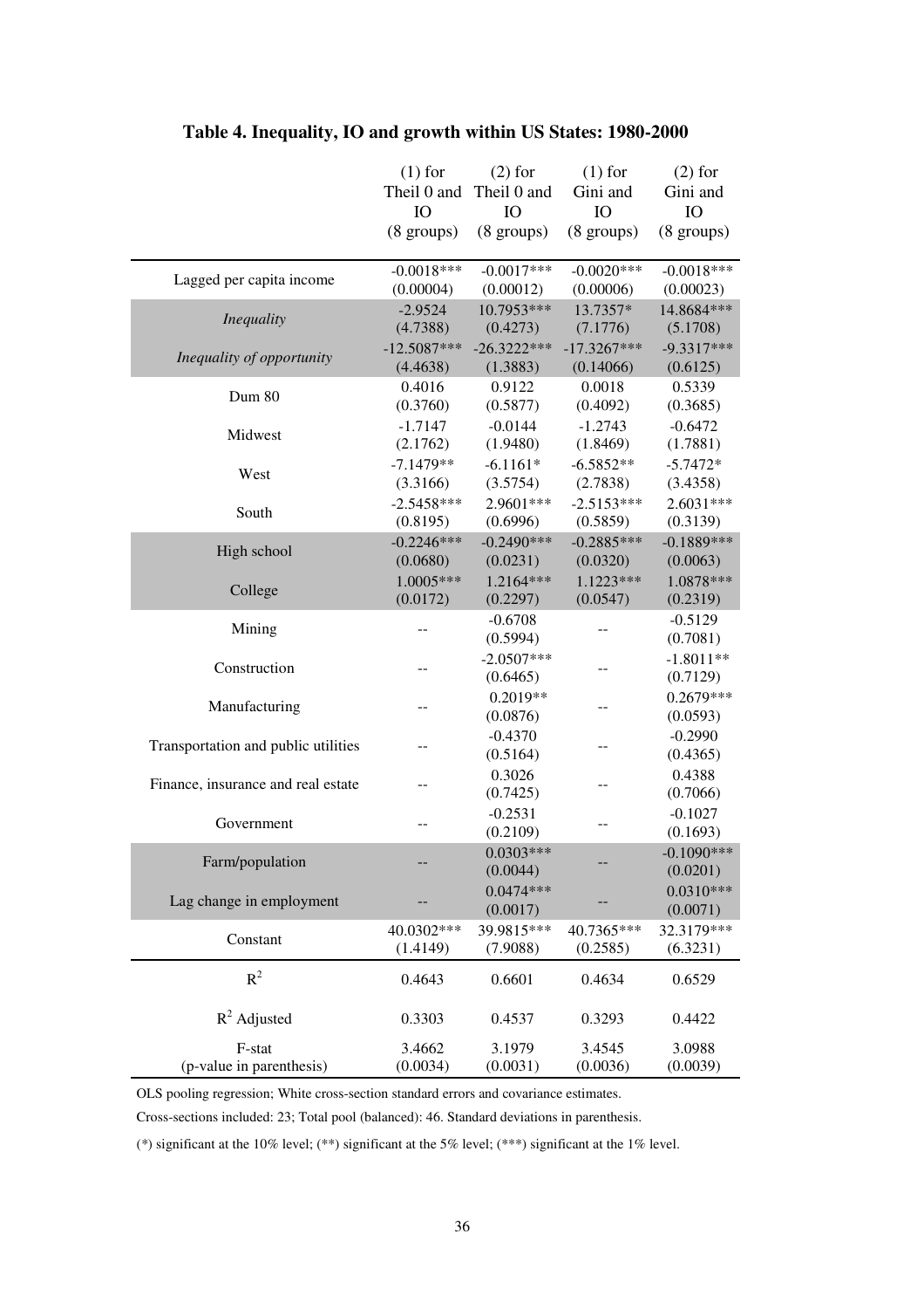# Table 4. Inequality, IO and growth within US States: 1980-2000

| | (1) for Theil 0 and IO (8 groups) | (2) for Theil 0 and IO (8 groups) | (1) for Gini and IO (8 groups) | (2) for Gini and IO (8 groups) |
|---|---|---|---|---|
| Lagged per capita income | -0.0018*** (0.00004) | -0.0017*** (0.00012) | -0.0020*** (0.00006) | -0.0018*** (0.00023) |
| *Inequality* | -2.9524 (4.7388) | 10.7953*** (0.4273) | 13.7357* (7.1776) | 14.8684*** (5.1708) |
| *Inequality of opportunity* | -12.5087*** (4.4638) | -26.3222*** (1.3883) | -17.3267*** (0.14066) | -9.3317*** (0.6125) |
| Dum 80 | 0.4016 (0.3760) | 0.9122 (0.5877) | 0.0018 (0.4092) | 0.5339 (0.3685) |
| Midwest | -1.7147 (2.1762) | -0.0144 (1.9480) | -1.2743 (1.8469) | -0.6472 (1.7881) |
| West | -7.1479** (3.3166) | -6.1161* (3.5754) | -6.5852** (2.7838) | -5.7472* (3.4358) |
| South | -2.5458*** (0.8195) | 2.9601*** (0.6996) | -2.5153*** (0.5859) | 2.6031*** (0.3139) |
| High school | -0.2246*** (0.0680) | -0.2490*** (0.0231) | -0.2885*** (0.0320) | -0.1889*** (0.0063) |
| College | 1.0005*** (0.0172) | 1.2164*** (0.2297) | 1.1223*** (0.0547) | 1.0878*** (0.2319) |
| Mining | -- | -0.6708 (0.5994) | -- | -0.5129 (0.7081) |
| Construction | -- | -2.0507*** (0.6465) | -- | -1.8011** (0.7129) |
| Manufacturing | -- | 0.2019** (0.0876) | -- | 0.2679*** (0.0593) |
| Transportation and public utilities | -- | -0.4370 (0.5164) | -- | -0.2990 (0.4365) |
| Finance, insurance and real estate | -- | 0.3026 (0.7425) | -- | 0.4388 (0.7066) |
| Government | -- | -0.2531 (0.2109) | -- | -0.1027 (0.1693) |
| Farm/population | -- | 0.0303*** (0.0044) | -- | -0.1090*** (0.0201) |
| Lag change in employment | -- | 0.0474*** (0.0017) | -- | 0.0310*** (0.0071) |
| Constant | 40.0302*** (1.4149) | 39.9815*** (7.9088) | 40.7365*** (0.2585) | 32.3179*** (6.3231) |
| $R^2$ | 0.4643 | 0.6601 | 0.4634 | 0.6529 |
| $R^2$ Adjusted | 0.3303 | 0.4537 | 0.3293 | 0.4422 |
| F-stat (p-value in parenthesis) | 3.4662 (0.0034) | 3.1979 (0.0031) | 3.4545 (0.0036) | 3.0988 (0.0039) |

OLS pooling regression; White cross-section standard errors and covariance estimates.

Cross-sections included: 23; Total pool (balanced): 46. Standard deviations in parenthesis.

(*) significant at the 10% level; (**) significant at the 5% level; (***) significant at the 1% level.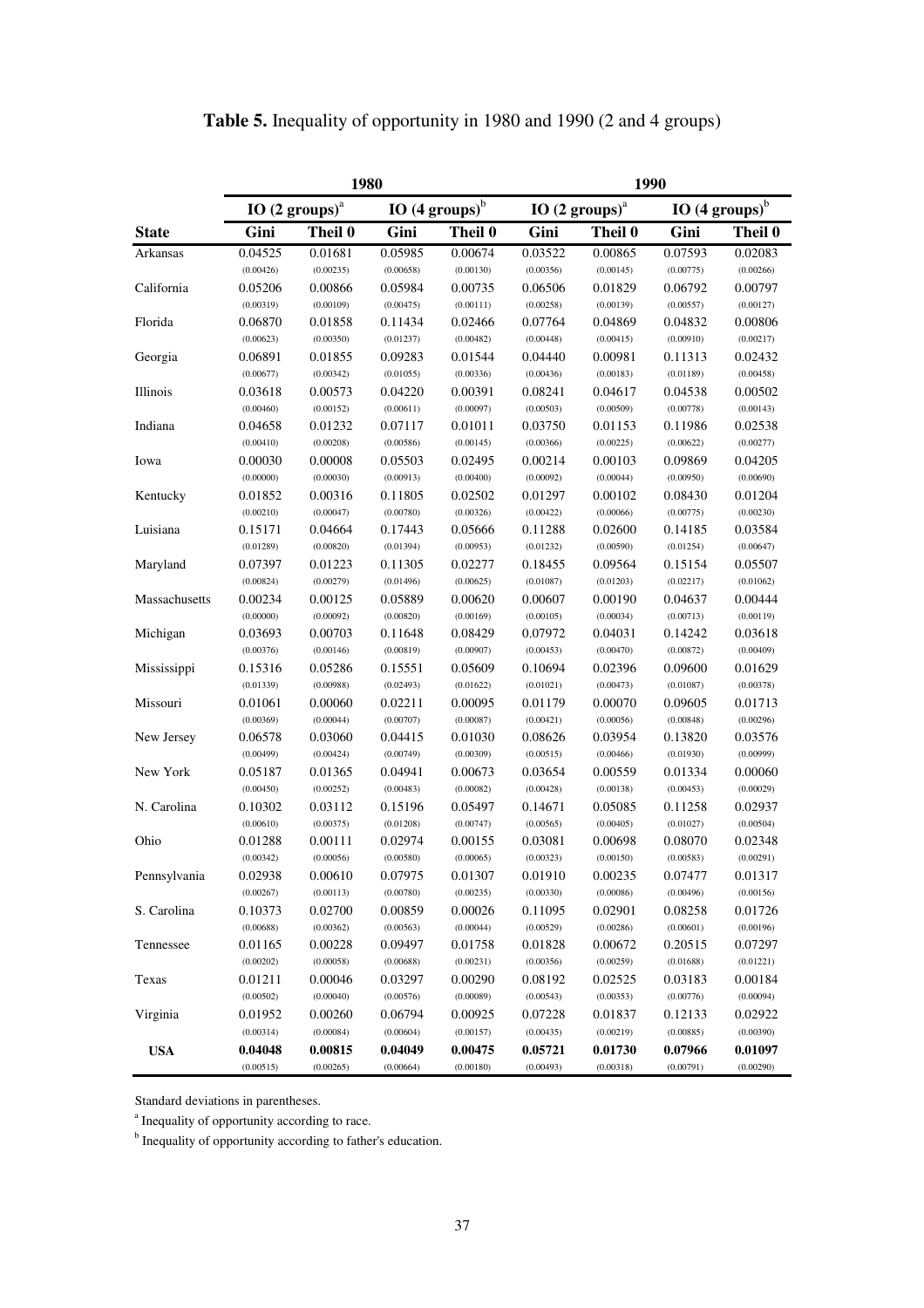**Table 5.** Inequality of opportunity in 1980 and 1990 (2 and 4 groups)

| | 1980 | | | | 1990 | | | |
|---|---|---|---|---|---|---|---|---|
| | IO (2 groups)[a] | | IO (4 groups)[b] | | IO (2 groups)[a] | | IO (4 groups)[b] | |
| **State** | **Gini** | **Theil 0** | **Gini** | **Theil 0** | **Gini** | **Theil 0** | **Gini** | **Theil 0** |
| Arkansas | 0.04525 | 0.01681 | 0.05985 | 0.00674 | 0.03522 | 0.00865 | 0.07593 | 0.02083 |
| | (0.00426) | (0.00235) | (0.00658) | (0.00130) | (0.00356) | (0.00145) | (0.00775) | (0.00266) |
| California | 0.05206 | 0.00866 | 0.05984 | 0.00735 | 0.06506 | 0.01829 | 0.06792 | 0.00797 |
| | (0.00319) | (0.00109) | (0.00475) | (0.00111) | (0.00258) | (0.00139) | (0.00557) | (0.00127) |
| Florida | 0.06870 | 0.01858 | 0.11434 | 0.02466 | 0.07764 | 0.04869 | 0.04832 | 0.00806 |
| | (0.00623) | (0.00350) | (0.01237) | (0.00482) | (0.00448) | (0.00415) | (0.00910) | (0.00217) |
| Georgia | 0.06891 | 0.01855 | 0.09283 | 0.01544 | 0.04440 | 0.00981 | 0.11313 | 0.02432 |
| | (0.00677) | (0.00342) | (0.01055) | (0.00336) | (0.00436) | (0.00183) | (0.01189) | (0.00458) |
| Illinois | 0.03618 | 0.00573 | 0.04220 | 0.00391 | 0.08241 | 0.04617 | 0.04538 | 0.00502 |
| | (0.00460) | (0.00152) | (0.00611) | (0.00097) | (0.00503) | (0.00509) | (0.00778) | (0.00143) |
| Indiana | 0.04658 | 0.01232 | 0.07117 | 0.01011 | 0.03750 | 0.01153 | 0.11986 | 0.02538 |
| | (0.00410) | (0.00208) | (0.00586) | (0.00145) | (0.00366) | (0.00225) | (0.00622) | (0.00277) |
| Iowa | 0.00030 | 0.00008 | 0.05503 | 0.02495 | 0.00214 | 0.00103 | 0.09869 | 0.04205 |
| | (0.00000) | (0.00030) | (0.00913) | (0.00400) | (0.00092) | (0.00044) | (0.00950) | (0.00690) |
| Kentucky | 0.01852 | 0.00316 | 0.11805 | 0.02502 | 0.01297 | 0.00102 | 0.08430 | 0.01204 |
| | (0.00210) | (0.00047) | (0.00780) | (0.00326) | (0.00422) | (0.00066) | (0.00775) | (0.00230) |
| Luisiana | 0.15171 | 0.04664 | 0.17443 | 0.05666 | 0.11288 | 0.02600 | 0.14185 | 0.03584 |
| | (0.01289) | (0.00820) | (0.01394) | (0.00953) | (0.01232) | (0.00590) | (0.01254) | (0.00647) |
| Maryland | 0.07397 | 0.01223 | 0.11305 | 0.02277 | 0.18455 | 0.09564 | 0.15154 | 0.05507 |
| | (0.00824) | (0.00279) | (0.01496) | (0.00625) | (0.01087) | (0.01203) | (0.02217) | (0.01062) |
| Massachusetts | 0.00234 | 0.00125 | 0.05889 | 0.00620 | 0.00607 | 0.00190 | 0.04637 | 0.00444 |
| | (0.00000) | (0.00092) | (0.00820) | (0.00169) | (0.00105) | (0.00034) | (0.00713) | (0.00119) |
| Michigan | 0.03693 | 0.00703 | 0.11648 | 0.08429 | 0.07972 | 0.04031 | 0.14242 | 0.03618 |
| | (0.00376) | (0.00146) | (0.00819) | (0.00907) | (0.00453) | (0.00470) | (0.00872) | (0.00409) |
| Mississippi | 0.15316 | 0.05286 | 0.15551 | 0.05609 | 0.10694 | 0.02396 | 0.09600 | 0.01629 |
| | (0.01339) | (0.00988) | (0.02493) | (0.01622) | (0.01021) | (0.00473) | (0.01087) | (0.00378) |
| Missouri | 0.01061 | 0.00060 | 0.02211 | 0.00095 | 0.01179 | 0.00070 | 0.09605 | 0.01713 |
| | (0.00369) | (0.00044) | (0.00707) | (0.00087) | (0.00421) | (0.00056) | (0.00848) | (0.00296) |
| New Jersey | 0.06578 | 0.03060 | 0.04415 | 0.01030 | 0.08626 | 0.03954 | 0.13820 | 0.03576 |
| | (0.00499) | (0.00424) | (0.00749) | (0.00309) | (0.00515) | (0.00466) | (0.01930) | (0.00999) |
| New York | 0.05187 | 0.01365 | 0.04941 | 0.00673 | 0.03654 | 0.00559 | 0.01334 | 0.00060 |
| | (0.00450) | (0.00252) | (0.00483) | (0.00082) | (0.00428) | (0.00138) | (0.00453) | (0.00029) |
| N. Carolina | 0.10302 | 0.03112 | 0.15196 | 0.05497 | 0.14671 | 0.05085 | 0.11258 | 0.02937 |
| | (0.00610) | (0.00375) | (0.01208) | (0.00747) | (0.00565) | (0.00405) | (0.01027) | (0.00504) |
| Ohio | 0.01288 | 0.00111 | 0.02974 | 0.00155 | 0.03081 | 0.00698 | 0.08070 | 0.02348 |
| | (0.00342) | (0.00056) | (0.00580) | (0.00065) | (0.00323) | (0.00150) | (0.00583) | (0.00291) |
| Pennsylvania | 0.02938 | 0.00610 | 0.07975 | 0.01307 | 0.01910 | 0.00235 | 0.07477 | 0.01317 |
| | (0.00267) | (0.00113) | (0.00780) | (0.00235) | (0.00330) | (0.00086) | (0.00496) | (0.00156) |
| S. Carolina | 0.10373 | 0.02700 | 0.00859 | 0.00026 | 0.11095 | 0.02901 | 0.08258 | 0.01726 |
| | (0.00688) | (0.00362) | (0.00563) | (0.00044) | (0.00529) | (0.00286) | (0.00601) | (0.00196) |
| Tennessee | 0.01165 | 0.00228 | 0.09497 | 0.01758 | 0.01828 | 0.00672 | 0.20515 | 0.07297 |
| | (0.00202) | (0.00058) | (0.00688) | (0.00231) | (0.00356) | (0.00259) | (0.01688) | (0.01221) |
| Texas | 0.01211 | 0.00046 | 0.03297 | 0.00290 | 0.08192 | 0.02525 | 0.03183 | 0.00184 |
| | (0.00502) | (0.00040) | (0.00576) | (0.00089) | (0.00543) | (0.00353) | (0.00776) | (0.00094) |
| Virginia | 0.01952 | 0.00260 | 0.06794 | 0.00925 | 0.07228 | 0.01837 | 0.12133 | 0.02922 |
| | (0.00314) | (0.00084) | (0.00604) | (0.00157) | (0.00435) | (0.00219) | (0.00885) | (0.00390) |
| **USA** | **0.04048** | **0.00815** | **0.04049** | **0.00475** | **0.05721** | **0.01730** | **0.07966** | **0.01097** |
| | (0.00515) | (0.00265) | (0.00664) | (0.00180) | (0.00493) | (0.00318) | (0.00791) | (0.00290) |

Standard deviations in parentheses.

[a] Inequality of opportunity according to race.

[b] Inequality of opportunity according to father's education.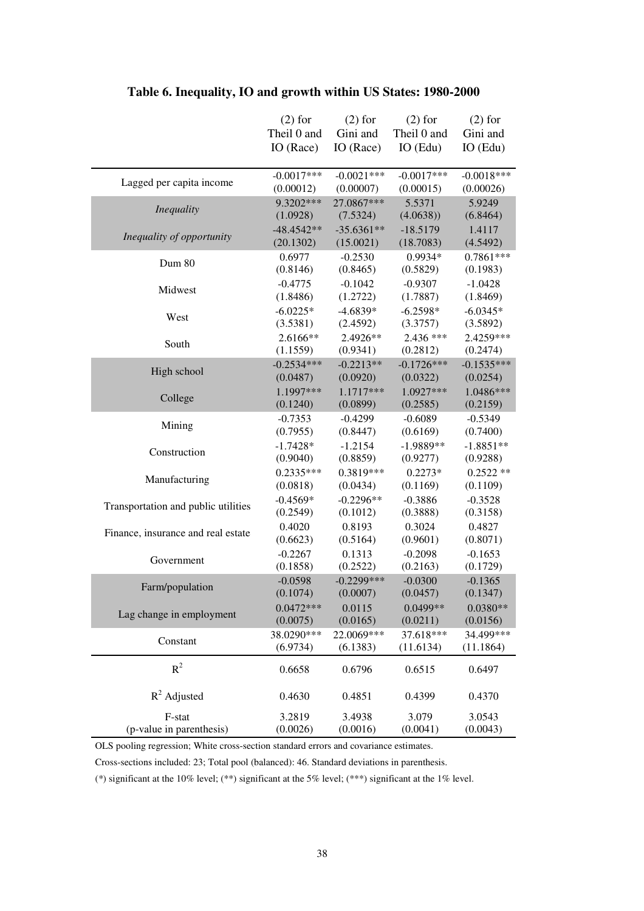**Table 6. Inequality, IO and growth within US States: 1980-2000**

| | (2) for Theil 0 and IO (Race) | (2) for Gini and IO (Race) | (2) for Theil 0 and IO (Edu) | (2) for Gini and IO (Edu) |
|---|---|---|---|---|
| Lagged per capita income | -0.0017*** (0.00012) | -0.0021*** (0.00007) | -0.0017*** (0.00015) | -0.0018*** (0.00026) |
| *Inequality* | 9.3202*** (1.0928) | 27.0867*** (7.5324) | 5.5371 (4.0638)) | 5.9249 (6.8464) |
| *Inequality of opportunity* | -48.4542** (20.1302) | -35.6361** (15.0021) | -18.5179 (18.7083) | 1.4117 (4.5492) |
| Dum 80 | 0.6977 (0.8146) | -0.2530 (0.8465) | 0.9934* (0.5829) | 0.7861*** (0.1983) |
| Midwest | -0.4775 (1.8486) | -0.1042 (1.2722) | -0.9307 (1.7887) | -1.0428 (1.8469) |
| West | -6.0225* (3.5381) | -4.6839* (2.4592) | -6.2598* (3.3757) | -6.0345* (3.5892) |
| South | 2.6166** (1.1559) | 2.4926** (0.9341) | 2.436 *** (0.2812) | 2.4259*** (0.2474) |
| High school | -0.2534*** (0.0487) | -0.2213** (0.0920) | -0.1726*** (0.0322) | -0.1535*** (0.0254) |
| College | 1.1997*** (0.1240) | 1.1717*** (0.0899) | 1.0927*** (0.2585) | 1.0486*** (0.2159) |
| Mining | -0.7353 (0.7955) | -0.4299 (0.8447) | -0.6089 (0.6169) | -0.5349 (0.7400) |
| Construction | -1.7428* (0.9040) | -1.2154 (0.8859) | -1.9889** (0.9277) | -1.8851** (0.9288) |
| Manufacturing | 0.2335*** (0.0818) | 0.3819*** (0.0434) | 0.2273* (0.1169) | 0.2522 ** (0.1109) |
| Transportation and public utilities | -0.4569* (0.2549) | -0.2296** (0.1012) | -0.3886 (0.3888) | -0.3528 (0.3158) |
| Finance, insurance and real estate | 0.4020 (0.6623) | 0.8193 (0.5164) | 0.3024 (0.9601) | 0.4827 (0.8071) |
| Government | -0.2267 (0.1858) | 0.1313 (0.2522) | -0.2098 (0.2163) | -0.1653 (0.1729) |
| Farm/population | -0.0598 (0.1074) | -0.2299*** (0.0007) | -0.0300 (0.0457) | -0.1365 (0.1347) |
| Lag change in employment | 0.0472*** (0.0075) | 0.0115 (0.0165) | 0.0499** (0.0211) | 0.0380** (0.0156) |
| Constant | 38.0290*** (6.9734) | 22.0069*** (6.1383) | 37.618*** (11.6134) | 34.499*** (11.1864) |
| $R^2$ | 0.6658 | 0.6796 | 0.6515 | 0.6497 |
| $R^2$ Adjusted | 0.4630 | 0.4851 | 0.4399 | 0.4370 |
| F-stat (p-value in parenthesis) | 3.2819 (0.0026) | 3.4938 (0.0016) | 3.079 (0.0041) | 3.0543 (0.0043) |

OLS pooling regression; White cross-section standard errors and covariance estimates.

Cross-sections included: 23; Total pool (balanced): 46. Standard deviations in parenthesis.

(*) significant at the 10% level; (**) significant at the 5% level; (***) significant at the 1% level.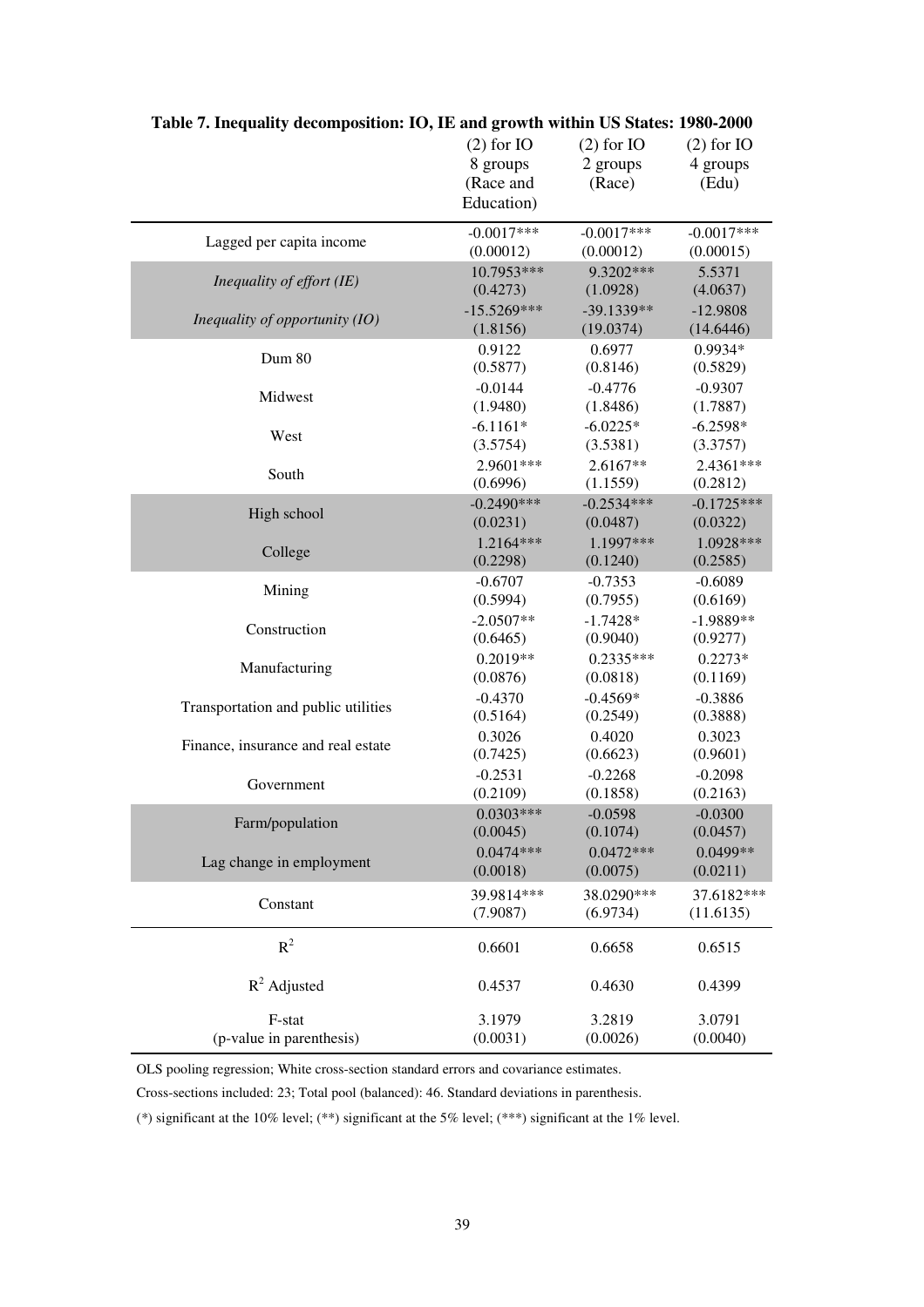**Table 7. Inequality decomposition: IO, IE and growth within US States: 1980-2000**

| | (2) for IO 8 groups (Race and Education) | (2) for IO 2 groups (Race) | (2) for IO 4 groups (Edu) |
|---|---|---|---|
| Lagged per capita income | -0.0017*** (0.00012) | -0.0017*** (0.00012) | -0.0017*** (0.00015) |
| *Inequality of effort (IE)* | 10.7953*** (0.4273) | 9.3202*** (1.0928) | 5.5371 (4.0637) |
| *Inequality of opportunity (IO)* | -15.5269*** (1.8156) | -39.1339** (19.0374) | -12.9808 (14.6446) |
| Dum 80 | 0.9122 (0.5877) | 0.6977 (0.8146) | 0.9934* (0.5829) |
| Midwest | -0.0144 (1.9480) | -0.4776 (1.8486) | -0.9307 (1.7887) |
| West | -6.1161* (3.5754) | -6.0225* (3.5381) | -6.2598* (3.3757) |
| South | 2.9601*** (0.6996) | 2.6167** (1.1559) | 2.4361*** (0.2812) |
| High school | -0.2490*** (0.0231) | -0.2534*** (0.0487) | -0.1725*** (0.0322) |
| College | 1.2164*** (0.2298) | 1.1997*** (0.1240) | 1.0928*** (0.2585) |
| Mining | -0.6707 (0.5994) | -0.7353 (0.7955) | -0.6089 (0.6169) |
| Construction | -2.0507** (0.6465) | -1.7428* (0.9040) | -1.9889** (0.9277) |
| Manufacturing | 0.2019** (0.0876) | 0.2335*** (0.0818) | 0.2273* (0.1169) |
| Transportation and public utilities | -0.4370 (0.5164) | -0.4569* (0.2549) | -0.3886 (0.3888) |
| Finance, insurance and real estate | 0.3026 (0.7425) | 0.4020 (0.6623) | 0.3023 (0.9601) |
| Government | -0.2531 (0.2109) | -0.2268 (0.1858) | -0.2098 (0.2163) |
| Farm/population | 0.0303*** (0.0045) | -0.0598 (0.1074) | -0.0300 (0.0457) |
| Lag change in employment | 0.0474*** (0.0018) | 0.0472*** (0.0075) | 0.0499** (0.0211) |
| Constant | 39.9814*** (7.9087) | 38.0290*** (6.9734) | 37.6182*** (11.6135) |
| $R^2$ | 0.6601 | 0.6658 | 0.6515 |
| $R^2$ Adjusted | 0.4537 | 0.4630 | 0.4399 |
| F-stat (p-value in parenthesis) | 3.1979 (0.0031) | 3.2819 (0.0026) | 3.0791 (0.0040) |

OLS pooling regression; White cross-section standard errors and covariance estimates.

Cross-sections included: 23; Total pool (balanced): 46. Standard deviations in parenthesis.

(*) significant at the 10% level; (**) significant at the 5% level; (***) significant at the 1% level.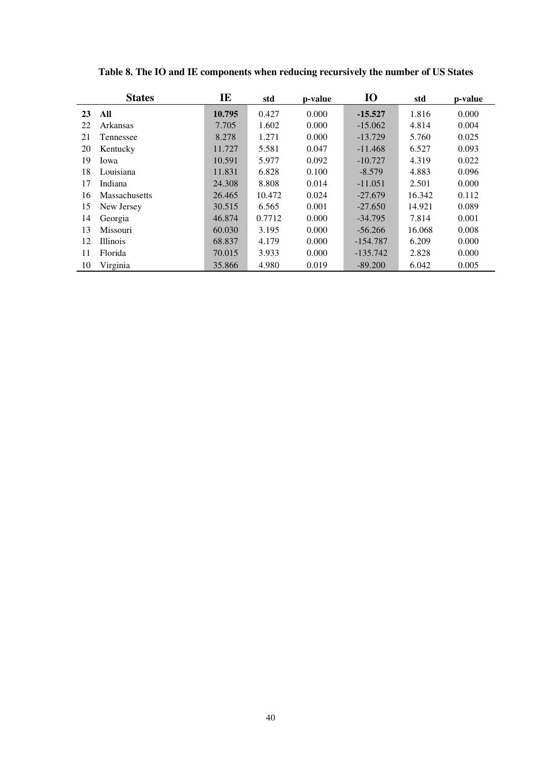**Table 8. The IO and IE components when reducing recursively the number of US States**

| | States | IE | std | p-value | IO | std | p-value |
|---|---|---|---|---|---|---|---|
| **23** | **All** | **10.795** | 0.427 | 0.000 | **-15.527** | 1.816 | 0.000 |
| 22 | Arkansas | 7.705 | 1.602 | 0.000 | -15.062 | 4.814 | 0.004 |
| 21 | Tennessee | 8.278 | 1.271 | 0.000 | -13.729 | 5.760 | 0.025 |
| 20 | Kentucky | 11.727 | 5.581 | 0.047 | -11.468 | 6.527 | 0.093 |
| 19 | Iowa | 10.591 | 5.977 | 0.092 | -10.727 | 4.319 | 0.022 |
| 18 | Louisiana | 11.831 | 6.828 | 0.100 | -8.579 | 4.883 | 0.096 |
| 17 | Indiana | 24.308 | 8.808 | 0.014 | -11.051 | 2.501 | 0.000 |
| 16 | Massachusetts | 26.465 | 10.472 | 0.024 | -27.679 | 16.342 | 0.112 |
| 15 | New Jersey | 30.515 | 6.565 | 0.001 | -27.650 | 14.921 | 0.089 |
| 14 | Georgia | 46.874 | 0.7712 | 0.000 | -34.795 | 7.814 | 0.001 |
| 13 | Missouri | 60.030 | 3.195 | 0.000 | -56.266 | 16.068 | 0.008 |
| 12 | Illinois | 68.837 | 4.179 | 0.000 | -154.787 | 6.209 | 0.000 |
| 11 | Florida | 70.015 | 3.933 | 0.000 | -135.742 | 2.828 | 0.000 |
| 10 | Virginia | 35.866 | 4.980 | 0.019 | -89.200 | 6.042 | 0.005 |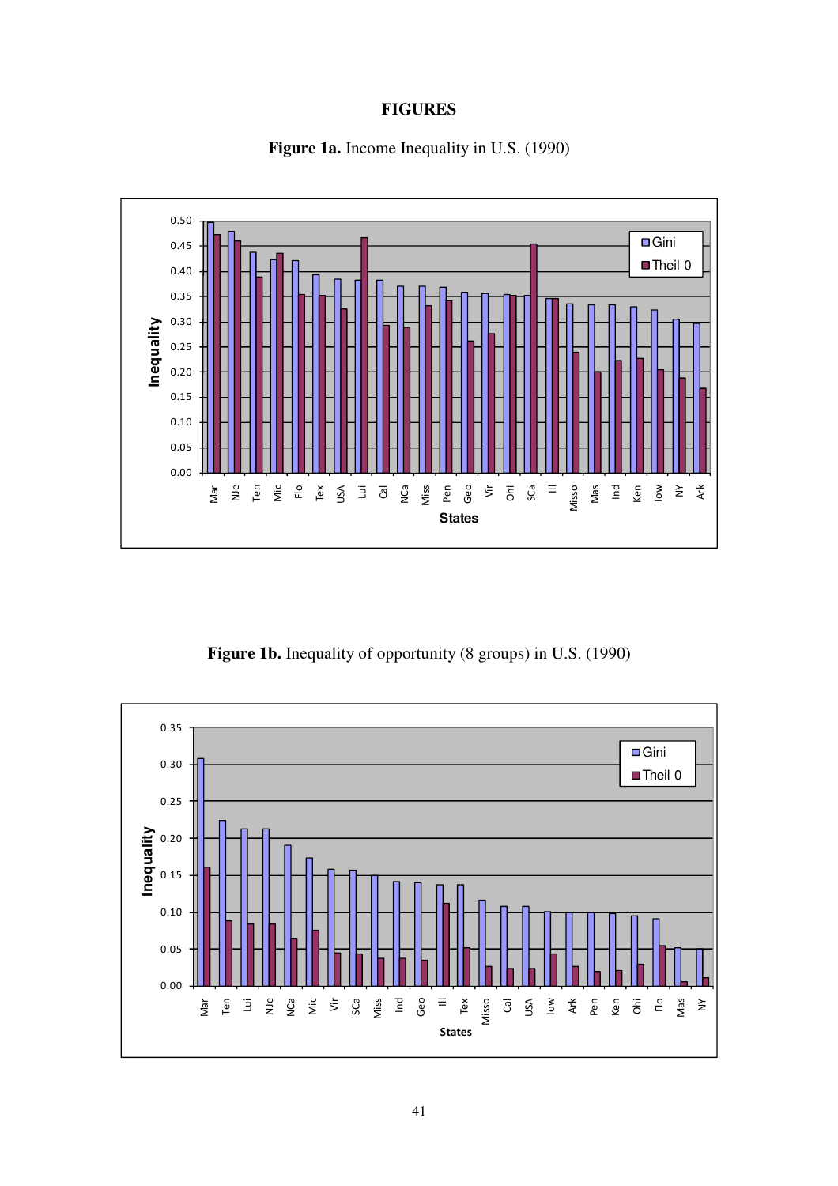# FIGURES

**Figure 1a.** Income Inequality in U.S. (1990)

**Figure 1b.** Inequality of opportunity (8 groups) in U.S. (1990)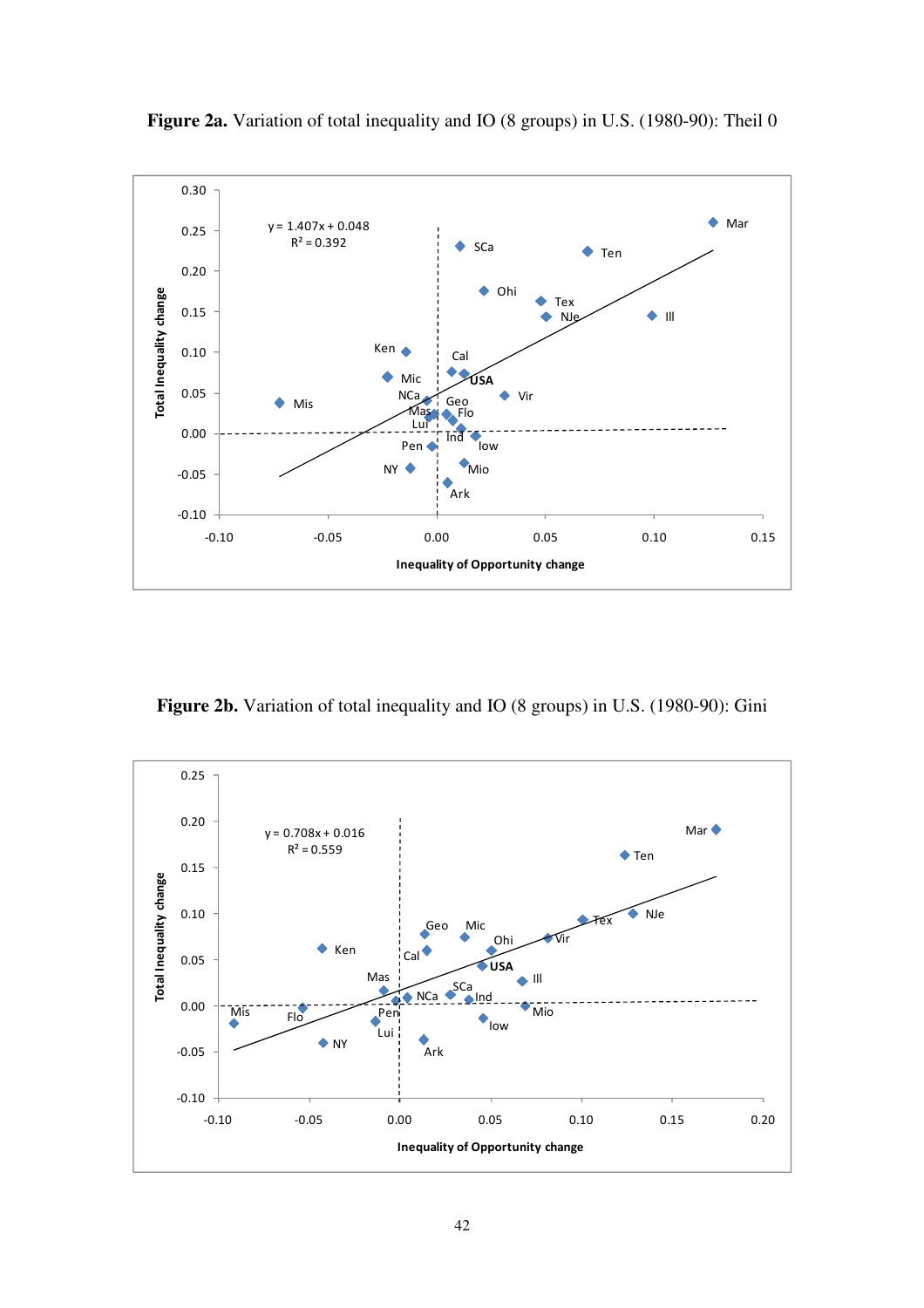**Figure 2a.** Variation of total inequality and IO (8 groups) in U.S. (1980-90): Theil 0

y = 1.407x + 0.048
$R^2$ = 0.392

Total Inequality change

Inequality of Opportunity change

0.30
0.25
0.20
0.15
0.10
0.05
0.00
-0.05
-0.10

-0.10
-0.05
0.00
0.05
0.10
0.15

Mar
SCa
Ten
Ohi
Tex
NJe
Ill
Ken
Cal
Mic
USA
NCa
Vir
Mis
Geo
Mas
Flo
Lui
Ind
low
Pen
NY
Mio
Ark

**Figure 2b.** Variation of total inequality and IO (8 groups) in U.S. (1980-90): Gini

y = 0.708x + 0.016
$R^2$ = 0.559

Total Inequality change

Inequality of Opportunity change

0.25
0.20
0.15
0.10
0.05
0.00
-0.05
-0.10

-0.10
-0.05
0.00
0.05
0.10
0.15
0.20

Mar
Ten
Geo
Mic
Tex
NJe
Ohi
Vir
Ken
Cal
USA
Mas
Ill
SCa
NCa
Ind
Mis
Flo
Pen
Mio
Lui
low
NY
Ark